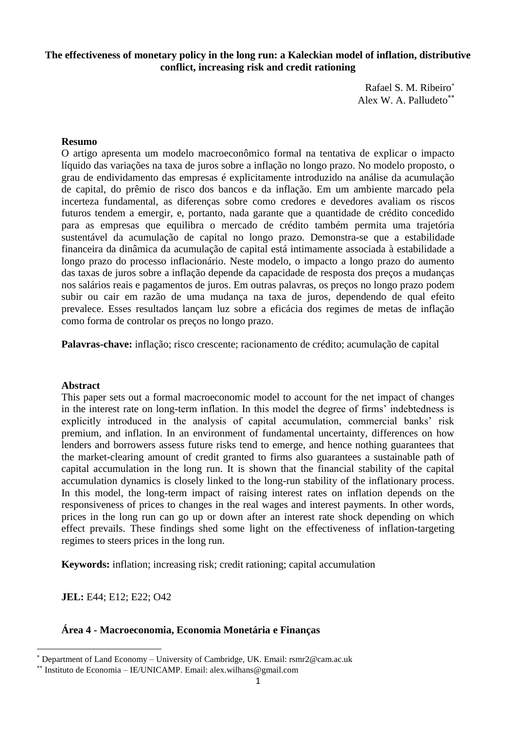# The effectiveness of monetary policy in the long run: a Kaleckian model of inflation, distributive conflict, increasing risk and credit rationing

Rafael S. M. Ribeiro[*]
Alex W. A. Palludeto[**]

**Resumo**

O artigo apresenta um modelo macroeconômico formal na tentativa de explicar o impacto líquido das variações na taxa de juros sobre a inflação no longo prazo. No modelo proposto, o grau de endividamento das empresas é explicitamente introduzido na análise da acumulação de capital, do prêmio de risco dos bancos e da inflação. Em um ambiente marcado pela incerteza fundamental, as diferenças sobre como credores e devedores avaliam os riscos futuros tendem a emergir, e, portanto, nada garante que a quantidade de crédito concedido para as empresas que equilibra o mercado de crédito também permita uma trajetória sustentável da acumulação de capital no longo prazo. Demonstra-se que a estabilidade financeira da dinâmica da acumulação de capital está intimamente associada à estabilidade a longo prazo do processo inflacionário. Neste modelo, o impacto a longo prazo do aumento das taxas de juros sobre a inflação depende da capacidade de resposta dos preços a mudanças nos salários reais e pagamentos de juros. Em outras palavras, os preços no longo prazo podem subir ou cair em razão de uma mudança na taxa de juros, dependendo de qual efeito prevalece. Esses resultados lançam luz sobre a eficácia dos regimes de metas de inflação como forma de controlar os preços no longo prazo.

**Palavras-chave:** inflação; risco crescente; racionamento de crédito; acumulação de capital

**Abstract**

This paper sets out a formal macroeconomic model to account for the net impact of changes in the interest rate on long-term inflation. In this model the degree of firms' indebtedness is explicitly introduced in the analysis of capital accumulation, commercial banks' risk premium, and inflation. In an environment of fundamental uncertainty, differences on how lenders and borrowers assess future risks tend to emerge, and hence nothing guarantees that the market-clearing amount of credit granted to firms also guarantees a sustainable path of capital accumulation in the long run. It is shown that the financial stability of the capital accumulation dynamics is closely linked to the long-run stability of the inflationary process. In this model, the long-term impact of raising interest rates on inflation depends on the responsiveness of prices to changes in the real wages and interest payments. In other words, prices in the long run can go up or down after an interest rate shock depending on which effect prevails. These findings shed some light on the effectiveness of inflation-targeting regimes to steers prices in the long run.

**Keywords:** inflation; increasing risk; credit rationing; capital accumulation

**JEL:** E44; E12; E22; O42

**Área 4 - Macroeconomia, Economia Monetária e Finanças**

[*] Department of Land Economy – University of Cambridge, UK. Email: rsmr2@cam.ac.uk

[**] Instituto de Economia – IE/UNICAMP. Email: alex.wilhans@gmail.com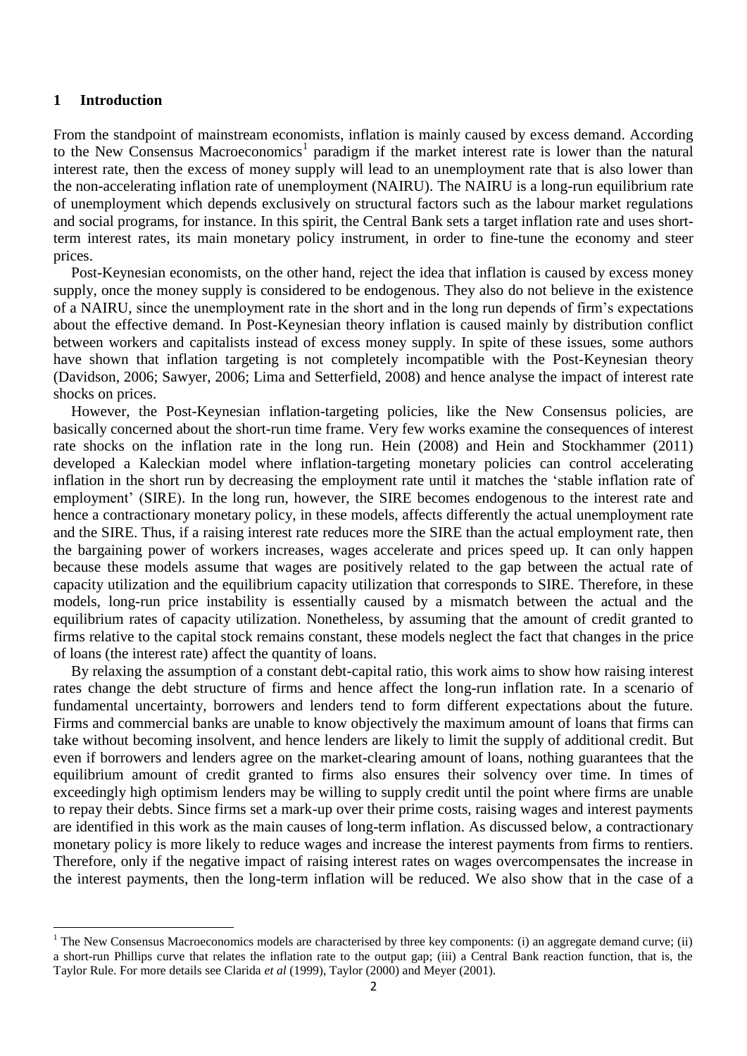## 1 Introduction

From the standpoint of mainstream economists, inflation is mainly caused by excess demand. According to the New Consensus Macroeconomics[1] paradigm if the market interest rate is lower than the natural interest rate, then the excess of money supply will lead to an unemployment rate that is also lower than the non-accelerating inflation rate of unemployment (NAIRU). The NAIRU is a long-run equilibrium rate of unemployment which depends exclusively on structural factors such as the labour market regulations and social programs, for instance. In this spirit, the Central Bank sets a target inflation rate and uses short-term interest rates, its main monetary policy instrument, in order to fine-tune the economy and steer prices.

Post-Keynesian economists, on the other hand, reject the idea that inflation is caused by excess money supply, once the money supply is considered to be endogenous. They also do not believe in the existence of a NAIRU, since the unemployment rate in the short and in the long run depends of firm's expectations about the effective demand. In Post-Keynesian theory inflation is caused mainly by distribution conflict between workers and capitalists instead of excess money supply. In spite of these issues, some authors have shown that inflation targeting is not completely incompatible with the Post-Keynesian theory (Davidson, 2006; Sawyer, 2006; Lima and Setterfield, 2008) and hence analyse the impact of interest rate shocks on prices.

However, the Post-Keynesian inflation-targeting policies, like the New Consensus policies, are basically concerned about the short-run time frame. Very few works examine the consequences of interest rate shocks on the inflation rate in the long run. Hein (2008) and Hein and Stockhammer (2011) developed a Kaleckian model where inflation-targeting monetary policies can control accelerating inflation in the short run by decreasing the employment rate until it matches the 'stable inflation rate of employment' (SIRE). In the long run, however, the SIRE becomes endogenous to the interest rate and hence a contractionary monetary policy, in these models, affects differently the actual unemployment rate and the SIRE. Thus, if a raising interest rate reduces more the SIRE than the actual employment rate, then the bargaining power of workers increases, wages accelerate and prices speed up. It can only happen because these models assume that wages are positively related to the gap between the actual rate of capacity utilization and the equilibrium capacity utilization that corresponds to SIRE. Therefore, in these models, long-run price instability is essentially caused by a mismatch between the actual and the equilibrium rates of capacity utilization. Nonetheless, by assuming that the amount of credit granted to firms relative to the capital stock remains constant, these models neglect the fact that changes in the price of loans (the interest rate) affect the quantity of loans.

By relaxing the assumption of a constant debt-capital ratio, this work aims to show how raising interest rates change the debt structure of firms and hence affect the long-run inflation rate. In a scenario of fundamental uncertainty, borrowers and lenders tend to form different expectations about the future. Firms and commercial banks are unable to know objectively the maximum amount of loans that firms can take without becoming insolvent, and hence lenders are likely to limit the supply of additional credit. But even if borrowers and lenders agree on the market-clearing amount of loans, nothing guarantees that the equilibrium amount of credit granted to firms also ensures their solvency over time. In times of exceedingly high optimism lenders may be willing to supply credit until the point where firms are unable to repay their debts. Since firms set a mark-up over their prime costs, raising wages and interest payments are identified in this work as the main causes of long-term inflation. As discussed below, a contractionary monetary policy is more likely to reduce wages and increase the interest payments from firms to rentiers. Therefore, only if the negative impact of raising interest rates on wages overcompensates the increase in the interest payments, then the long-term inflation will be reduced. We also show that in the case of a

[1] The New Consensus Macroeconomics models are characterised by three key components: (i) an aggregate demand curve; (ii) a short-run Phillips curve that relates the inflation rate to the output gap; (iii) a Central Bank reaction function, that is, the Taylor Rule. For more details see Clarida *et al* (1999), Taylor (2000) and Meyer (2001).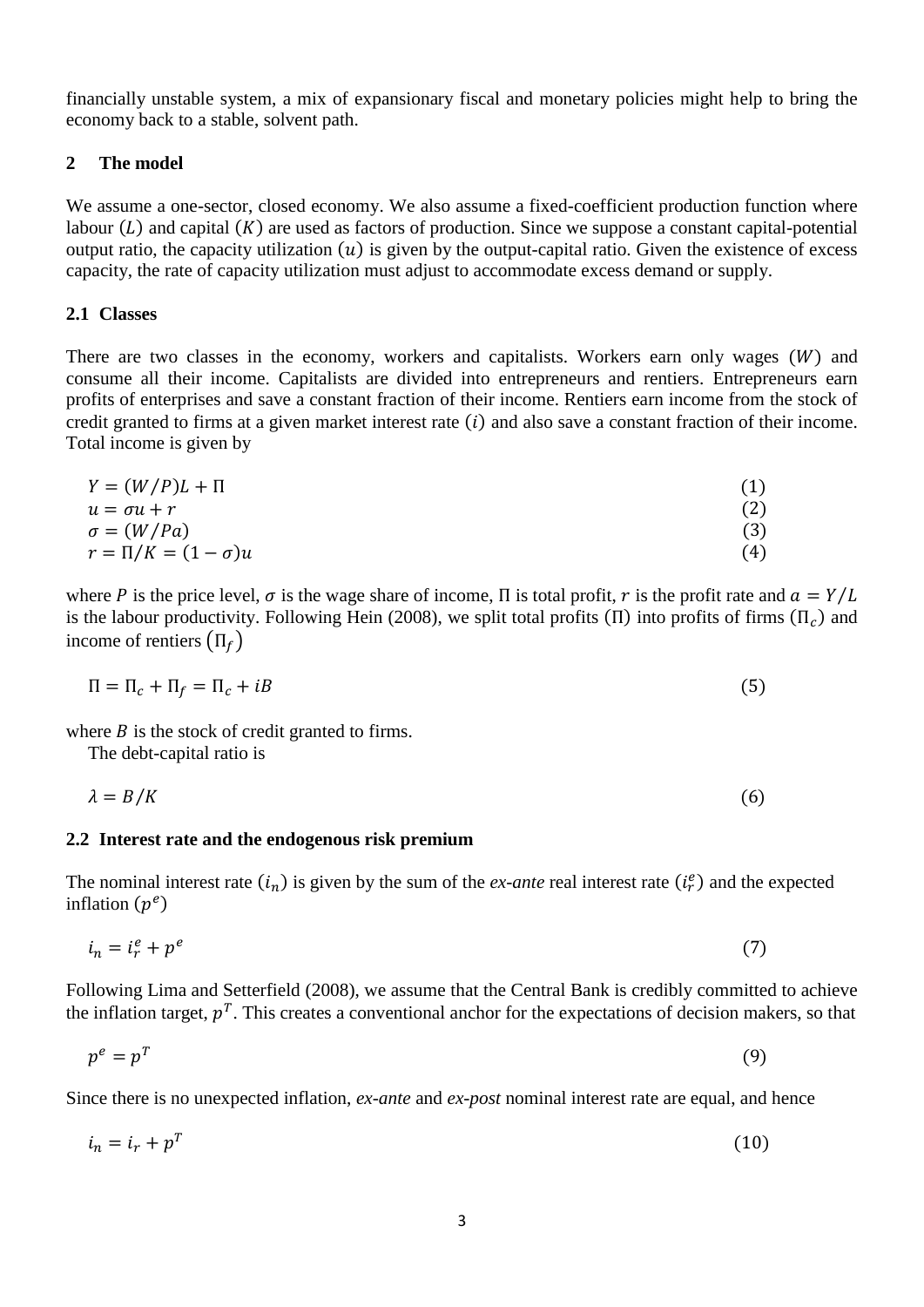financially unstable system, a mix of expansionary fiscal and monetary policies might help to bring the economy back to a stable, solvent path.

## 2 The model

We assume a one-sector, closed economy. We also assume a fixed-coefficient production function where labour $(L)$ and capital $(K)$ are used as factors of production. Since we suppose a constant capital-potential output ratio, the capacity utilization $(u)$ is given by the output-capital ratio. Given the existence of excess capacity, the rate of capacity utilization must adjust to accommodate excess demand or supply.

### 2.1 Classes

There are two classes in the economy, workers and capitalists. Workers earn only wages $(W)$ and consume all their income. Capitalists are divided into entrepreneurs and rentiers. Entrepreneurs earn profits of enterprises and save a constant fraction of their income. Rentiers earn income from the stock of credit granted to firms at a given market interest rate $(i)$ and also save a constant fraction of their income. Total income is given by

$$Y = (W/P)L + \Pi \tag{1}$$

$$u = \sigma u + r \tag{2}$$

$$\sigma = (W/Pa) \tag{3}$$

$$r = \Pi/K = (1-\sigma)u \tag{4}$$

where $P$ is the price level, $\sigma$ is the wage share of income, $\Pi$ is total profit, $r$ is the profit rate and $a = Y/L$ is the labour productivity. Following Hein (2008), we split total profits $(\Pi)$ into profits of firms $(\Pi_c)$ and income of rentiers $(\Pi_f)$

$$\Pi = \Pi_c + \Pi_f = \Pi_c + iB \tag{5}$$

where $B$ is the stock of credit granted to firms.

The debt-capital ratio is

$$\lambda = B/K \tag{6}$$

### 2.2 Interest rate and the endogenous risk premium

The nominal interest rate $(i_n)$ is given by the sum of the *ex-ante* real interest rate $(i_r^e)$ and the expected inflation $(p^e)$

$$i_n = i_r^e + p^e \tag{7}$$

Following Lima and Setterfield (2008), we assume that the Central Bank is credibly committed to achieve the inflation target, $p^T$. This creates a conventional anchor for the expectations of decision makers, so that

$$p^e = p^T \tag{9}$$

Since there is no unexpected inflation, *ex-ante* and *ex-post* nominal interest rate are equal, and hence

$$i_n = i_r + p^T \tag{10}$$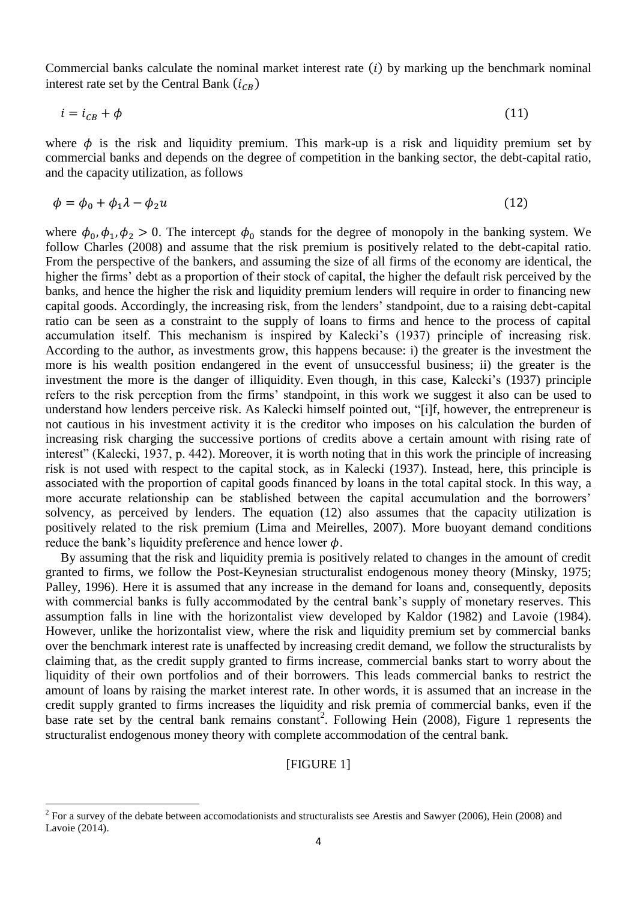Commercial banks calculate the nominal market interest rate ($i$) by marking up the benchmark nominal interest rate set by the Central Bank ($i_{CB}$)

$$i = i_{CB} + \phi \tag{11}$$

where $\phi$ is the risk and liquidity premium. This mark-up is a risk and liquidity premium set by commercial banks and depends on the degree of competition in the banking sector, the debt-capital ratio, and the capacity utilization, as follows

$$\phi = \phi_0 + \phi_1 \lambda - \phi_2 u \tag{12}$$

where $\phi_0, \phi_1, \phi_2 > 0$. The intercept $\phi_0$ stands for the degree of monopoly in the banking system. We follow Charles (2008) and assume that the risk premium is positively related to the debt-capital ratio. From the perspective of the bankers, and assuming the size of all firms of the economy are identical, the higher the firms' debt as a proportion of their stock of capital, the higher the default risk perceived by the banks, and hence the higher the risk and liquidity premium lenders will require in order to financing new capital goods. Accordingly, the increasing risk, from the lenders' standpoint, due to a raising debt-capital ratio can be seen as a constraint to the supply of loans to firms and hence to the process of capital accumulation itself. This mechanism is inspired by Kalecki's (1937) principle of increasing risk. According to the author, as investments grow, this happens because: i) the greater is the investment the more is his wealth position endangered in the event of unsuccessful business; ii) the greater is the investment the more is the danger of illiquidity. Even though, in this case, Kalecki's (1937) principle refers to the risk perception from the firms' standpoint, in this work we suggest it also can be used to understand how lenders perceive risk. As Kalecki himself pointed out, "[i]f, however, the entrepreneur is not cautious in his investment activity it is the creditor who imposes on his calculation the burden of increasing risk charging the successive portions of credits above a certain amount with rising rate of interest" (Kalecki, 1937, p. 442). Moreover, it is worth noting that in this work the principle of increasing risk is not used with respect to the capital stock, as in Kalecki (1937). Instead, here, this principle is associated with the proportion of capital goods financed by loans in the total capital stock. In this way, a more accurate relationship can be stablished between the capital accumulation and the borrowers' solvency, as perceived by lenders. The equation (12) also assumes that the capacity utilization is positively related to the risk premium (Lima and Meirelles, 2007). More buoyant demand conditions reduce the bank's liquidity preference and hence lower $\phi$.

By assuming that the risk and liquidity premia is positively related to changes in the amount of credit granted to firms, we follow the Post-Keynesian structuralist endogenous money theory (Minsky, 1975; Palley, 1996). Here it is assumed that any increase in the demand for loans and, consequently, deposits with commercial banks is fully accommodated by the central bank's supply of monetary reserves. This assumption falls in line with the horizontalist view developed by Kaldor (1982) and Lavoie (1984). However, unlike the horizontalist view, where the risk and liquidity premium set by commercial banks over the benchmark interest rate is unaffected by increasing credit demand, we follow the structuralists by claiming that, as the credit supply granted to firms increase, commercial banks start to worry about the liquidity of their own portfolios and of their borrowers. This leads commercial banks to restrict the amount of loans by raising the market interest rate. In other words, it is assumed that an increase in the credit supply granted to firms increases the liquidity and risk premia of commercial banks, even if the base rate set by the central bank remains constant[2]. Following Hein (2008), Figure 1 represents the structuralist endogenous money theory with complete accommodation of the central bank.

[FIGURE 1]

[2] For a survey of the debate between accomodationists and structuralists see Arestis and Sawyer (2006), Hein (2008) and Lavoie (2014).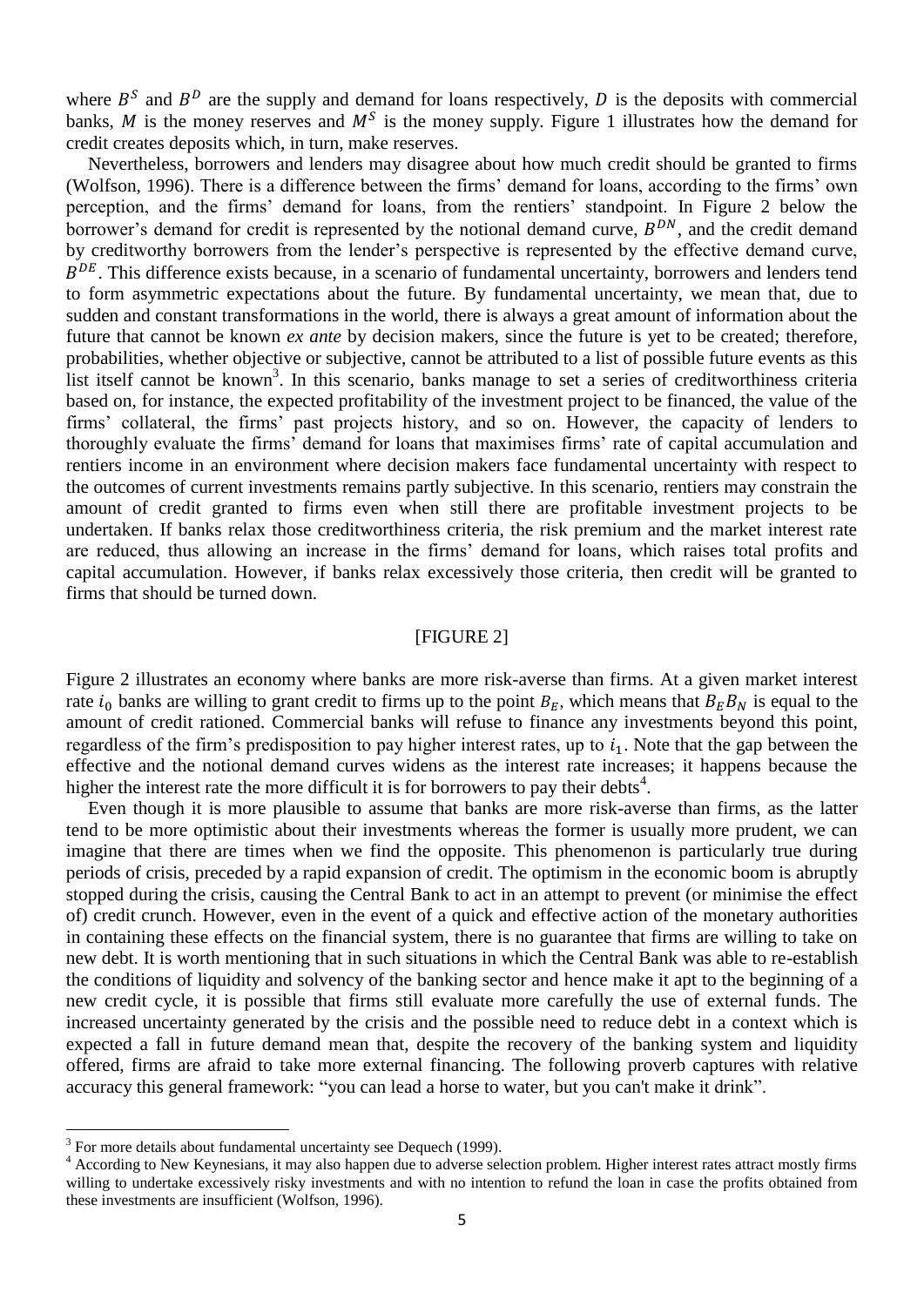where $B^S$ and $B^D$ are the supply and demand for loans respectively, $D$ is the deposits with commercial banks, $M$ is the money reserves and $M^S$ is the money supply. Figure 1 illustrates how the demand for credit creates deposits which, in turn, make reserves.

Nevertheless, borrowers and lenders may disagree about how much credit should be granted to firms (Wolfson, 1996). There is a difference between the firms' demand for loans, according to the firms' own perception, and the firms' demand for loans, from the rentiers' standpoint. In Figure 2 below the borrower's demand for credit is represented by the notional demand curve, $B^{DN}$, and the credit demand by creditworthy borrowers from the lender's perspective is represented by the effective demand curve, $B^{DE}$. This difference exists because, in a scenario of fundamental uncertainty, borrowers and lenders tend to form asymmetric expectations about the future. By fundamental uncertainty, we mean that, due to sudden and constant transformations in the world, there is always a great amount of information about the future that cannot be known *ex ante* by decision makers, since the future is yet to be created; therefore, probabilities, whether objective or subjective, cannot be attributed to a list of possible future events as this list itself cannot be known[3]. In this scenario, banks manage to set a series of creditworthiness criteria based on, for instance, the expected profitability of the investment project to be financed, the value of the firms' collateral, the firms' past projects history, and so on. However, the capacity of lenders to thoroughly evaluate the firms' demand for loans that maximises firms' rate of capital accumulation and rentiers income in an environment where decision makers face fundamental uncertainty with respect to the outcomes of current investments remains partly subjective. In this scenario, rentiers may constrain the amount of credit granted to firms even when still there are profitable investment projects to be undertaken. If banks relax those creditworthiness criteria, the risk premium and the market interest rate are reduced, thus allowing an increase in the firms' demand for loans, which raises total profits and capital accumulation. However, if banks relax excessively those criteria, then credit will be granted to firms that should be turned down.

[FIGURE 2]

Figure 2 illustrates an economy where banks are more risk-averse than firms. At a given market interest rate $i_0$ banks are willing to grant credit to firms up to the point $B_E$, which means that $B_E B_N$ is equal to the amount of credit rationed. Commercial banks will refuse to finance any investments beyond this point, regardless of the firm's predisposition to pay higher interest rates, up to $i_1$. Note that the gap between the effective and the notional demand curves widens as the interest rate increases; it happens because the higher the interest rate the more difficult it is for borrowers to pay their debts[4].

Even though it is more plausible to assume that banks are more risk-averse than firms, as the latter tend to be more optimistic about their investments whereas the former is usually more prudent, we can imagine that there are times when we find the opposite. This phenomenon is particularly true during periods of crisis, preceded by a rapid expansion of credit. The optimism in the economic boom is abruptly stopped during the crisis, causing the Central Bank to act in an attempt to prevent (or minimise the effect of) credit crunch. However, even in the event of a quick and effective action of the monetary authorities in containing these effects on the financial system, there is no guarantee that firms are willing to take on new debt. It is worth mentioning that in such situations in which the Central Bank was able to re-establish the conditions of liquidity and solvency of the banking sector and hence make it apt to the beginning of a new credit cycle, it is possible that firms still evaluate more carefully the use of external funds. The increased uncertainty generated by the crisis and the possible need to reduce debt in a context which is expected a fall in future demand mean that, despite the recovery of the banking system and liquidity offered, firms are afraid to take more external financing. The following proverb captures with relative accuracy this general framework: "you can lead a horse to water, but you can't make it drink".

[3] For more details about fundamental uncertainty see Dequech (1999).

[4] According to New Keynesians, it may also happen due to adverse selection problem. Higher interest rates attract mostly firms willing to undertake excessively risky investments and with no intention to refund the loan in case the profits obtained from these investments are insufficient (Wolfson, 1996).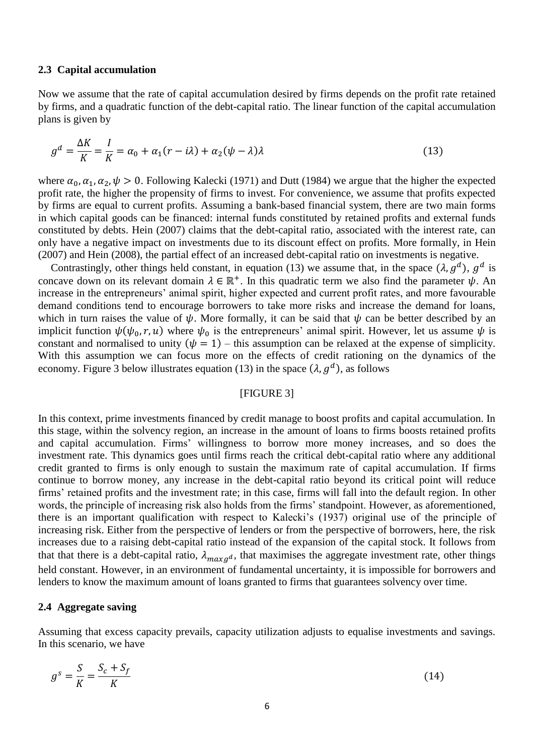### 2.3 Capital accumulation

Now we assume that the rate of capital accumulation desired by firms depends on the profit rate retained by firms, and a quadratic function of the debt-capital ratio. The linear function of the capital accumulation plans is given by

$$g^d = \frac{\Delta K}{K} = \frac{I}{K} = \alpha_0 + \alpha_1(r - i\lambda) + \alpha_2(\psi - \lambda)\lambda \tag{13}$$

where $\alpha_0, \alpha_1, \alpha_2, \psi > 0$. Following Kalecki (1971) and Dutt (1984) we argue that the higher the expected profit rate, the higher the propensity of firms to invest. For convenience, we assume that profits expected by firms are equal to current profits. Assuming a bank-based financial system, there are two main forms in which capital goods can be financed: internal funds constituted by retained profits and external funds constituted by debts. Hein (2007) claims that the debt-capital ratio, associated with the interest rate, can only have a negative impact on investments due to its discount effect on profits. More formally, in Hein (2007) and Hein (2008), the partial effect of an increased debt-capital ratio on investments is negative.

Contrastingly, other things held constant, in equation (13) we assume that, in the space $(\lambda, g^d)$, $g^d$ is concave down on its relevant domain $\lambda \in \mathbb{R}^+$. In this quadratic term we also find the parameter $\psi$. An increase in the entrepreneurs' animal spirit, higher expected and current profit rates, and more favourable demand conditions tend to encourage borrowers to take more risks and increase the demand for loans, which in turn raises the value of $\psi$. More formally, it can be said that $\psi$ can be better described by an implicit function $\psi(\psi_0, r, u)$ where $\psi_0$ is the entrepreneurs' animal spirit. However, let us assume $\psi$ is constant and normalised to unity ($\psi = 1$) – this assumption can be relaxed at the expense of simplicity. With this assumption we can focus more on the effects of credit rationing on the dynamics of the economy. Figure 3 below illustrates equation (13) in the space $(\lambda, g^d)$, as follows

[FIGURE 3]

In this context, prime investments financed by credit manage to boost profits and capital accumulation. In this stage, within the solvency region, an increase in the amount of loans to firms boosts retained profits and capital accumulation. Firms' willingness to borrow more money increases, and so does the investment rate. This dynamics goes until firms reach the critical debt-capital ratio where any additional credit granted to firms is only enough to sustain the maximum rate of capital accumulation. If firms continue to borrow money, any increase in the debt-capital ratio beyond its critical point will reduce firms' retained profits and the investment rate; in this case, firms will fall into the default region. In other words, the principle of increasing risk also holds from the firms' standpoint. However, as aforementioned, there is an important qualification with respect to Kalecki's (1937) original use of the principle of increasing risk. Either from the perspective of lenders or from the perspective of borrowers, here, the risk increases due to a raising debt-capital ratio instead of the expansion of the capital stock. It follows from that that there is a debt-capital ratio, $\lambda_{max\,g^d}$, that maximises the aggregate investment rate, other things held constant. However, in an environment of fundamental uncertainty, it is impossible for borrowers and lenders to know the maximum amount of loans granted to firms that guarantees solvency over time.

### 2.4 Aggregate saving

Assuming that excess capacity prevails, capacity utilization adjusts to equalise investments and savings. In this scenario, we have

$$g^s = \frac{S}{K} = \frac{S_c + S_f}{K} \tag{14}$$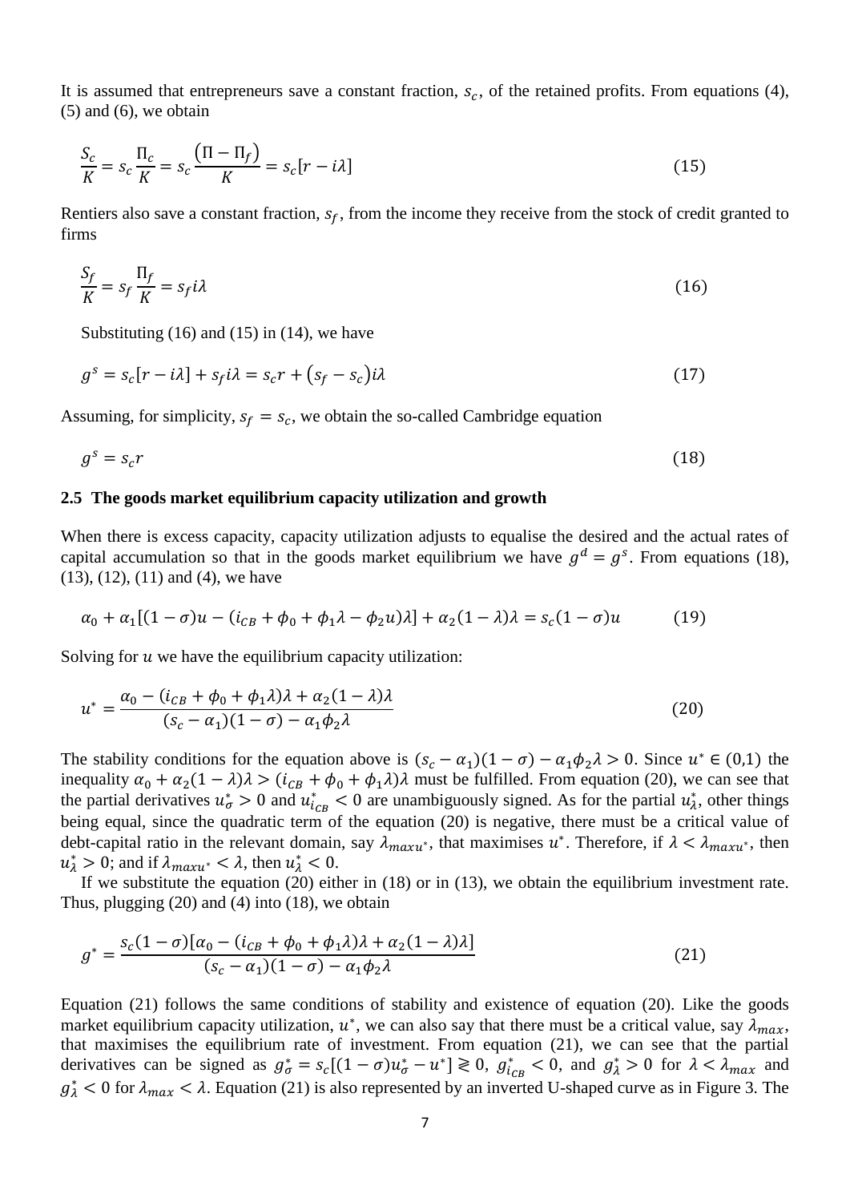It is assumed that entrepreneurs save a constant fraction, $s_c$, of the retained profits. From equations (4), (5) and (6), we obtain

$$\frac{S_c}{K} = s_c\frac{\Pi_c}{K} = s_c\frac{(\Pi - \Pi_f)}{K} = s_c[r - i\lambda] \tag{15}$$

Rentiers also save a constant fraction, $s_f$, from the income they receive from the stock of credit granted to firms

$$\frac{S_f}{K} = s_f\frac{\Pi_f}{K} = s_f i\lambda \tag{16}$$

Substituting (16) and (15) in (14), we have

$$g^s = s_c[r - i\lambda] + s_f i\lambda = s_c r + (s_f - s_c)i\lambda \tag{17}$$

Assuming, for simplicity, $s_f = s_c$, we obtain the so-called Cambridge equation

$$g^s = s_c r \tag{18}$$

### 2.5 The goods market equilibrium capacity utilization and growth

When there is excess capacity, capacity utilization adjusts to equalise the desired and the actual rates of capital accumulation so that in the goods market equilibrium we have $g^d = g^s$. From equations (18), (13), (12), (11) and (4), we have

$$\alpha_0 + \alpha_1[(1-\sigma)u - (i_{CB} + \phi_0 + \phi_1\lambda - \phi_2 u)\lambda] + \alpha_2(1-\lambda)\lambda = s_c(1-\sigma)u \tag{19}$$

Solving for $u$ we have the equilibrium capacity utilization:

$$u^* = \frac{\alpha_0 - (i_{CB} + \phi_0 + \phi_1\lambda)\lambda + \alpha_2(1-\lambda)\lambda}{(s_c - \alpha_1)(1-\sigma) - \alpha_1\phi_2\lambda} \tag{20}$$

The stability conditions for the equation above is $(s_c - \alpha_1)(1-\sigma) - \alpha_1\phi_2\lambda > 0$. Since $u^* \in (0,1)$ the inequality $\alpha_0 + \alpha_2(1-\lambda)\lambda > (i_{CB} + \phi_0 + \phi_1\lambda)\lambda$ must be fulfilled. From equation (20), we can see that the partial derivatives $u^*_\sigma > 0$ and $u^*_{i_{CB}} < 0$ are unambiguously signed. As for the partial $u^*_\lambda$, other things being equal, since the quadratic term of the equation (20) is negative, there must be a critical value of debt-capital ratio in the relevant domain, say $\lambda_{max u^*}$, that maximises $u^*$. Therefore, if $\lambda < \lambda_{max u^*}$, then $u^*_\lambda > 0$; and if $\lambda_{max u^*} < \lambda$, then $u^*_\lambda < 0$.

If we substitute the equation (20) either in (18) or in (13), we obtain the equilibrium investment rate. Thus, plugging (20) and (4) into (18), we obtain

$$g^* = \frac{s_c(1-\sigma)[\alpha_0 - (i_{CB} + \phi_0 + \phi_1\lambda)\lambda + \alpha_2(1-\lambda)\lambda]}{(s_c - \alpha_1)(1-\sigma) - \alpha_1\phi_2\lambda} \tag{21}$$

Equation (21) follows the same conditions of stability and existence of equation (20). Like the goods market equilibrium capacity utilization, $u^*$, we can also say that there must be a critical value, say $\lambda_{max}$, that maximises the equilibrium rate of investment. From equation (21), we can see that the partial derivatives can be signed as $g^*_\sigma = s_c[(1-\sigma)u^*_\sigma - u^*] \gtreqless 0$, $g^*_{i_{CB}} < 0$, and $g^*_\lambda > 0$ for $\lambda < \lambda_{max}$ and $g^*_\lambda < 0$ for $\lambda_{max} < \lambda$. Equation (21) is also represented by an inverted U-shaped curve as in Figure 3. The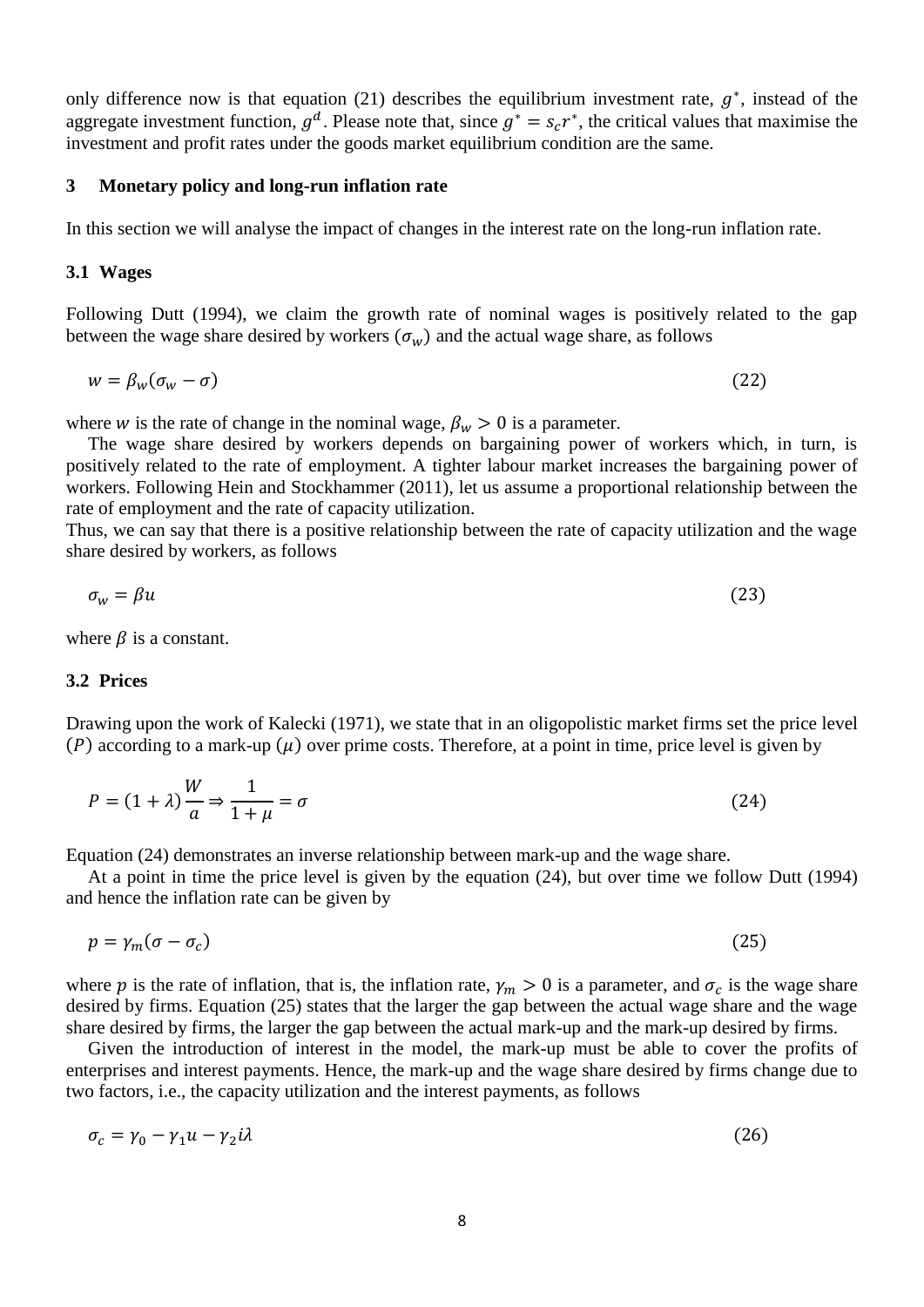only difference now is that equation (21) describes the equilibrium investment rate, $g^*$, instead of the aggregate investment function, $g^d$. Please note that, since $g^* = s_c r^*$, the critical values that maximise the investment and profit rates under the goods market equilibrium condition are the same.

## 3 Monetary policy and long-run inflation rate

In this section we will analyse the impact of changes in the interest rate on the long-run inflation rate.

### 3.1 Wages

Following Dutt (1994), we claim the growth rate of nominal wages is positively related to the gap between the wage share desired by workers ($\sigma_w$) and the actual wage share, as follows

$$w = \beta_w(\sigma_w - \sigma) \tag{22}$$

where $w$ is the rate of change in the nominal wage, $\beta_w > 0$ is a parameter.

The wage share desired by workers depends on bargaining power of workers which, in turn, is positively related to the rate of employment. A tighter labour market increases the bargaining power of workers. Following Hein and Stockhammer (2011), let us assume a proportional relationship between the rate of employment and the rate of capacity utilization.

Thus, we can say that there is a positive relationship between the rate of capacity utilization and the wage share desired by workers, as follows

$$\sigma_w = \beta u \tag{23}$$

where $\beta$ is a constant.

### 3.2 Prices

Drawing upon the work of Kalecki (1971), we state that in an oligopolistic market firms set the price level ($P$) according to a mark-up ($\mu$) over prime costs. Therefore, at a point in time, price level is given by

$$P = (1 + \lambda)\frac{W}{a} \Rightarrow \frac{1}{1 + \mu} = \sigma \tag{24}$$

Equation (24) demonstrates an inverse relationship between mark-up and the wage share.

At a point in time the price level is given by the equation (24), but over time we follow Dutt (1994) and hence the inflation rate can be given by

$$p = \gamma_m(\sigma - \sigma_c) \tag{25}$$

where $p$ is the rate of inflation, that is, the inflation rate, $\gamma_m > 0$ is a parameter, and $\sigma_c$ is the wage share desired by firms. Equation (25) states that the larger the gap between the actual wage share and the wage share desired by firms, the larger the gap between the actual mark-up and the mark-up desired by firms.

Given the introduction of interest in the model, the mark-up must be able to cover the profits of enterprises and interest payments. Hence, the mark-up and the wage share desired by firms change due to two factors, i.e., the capacity utilization and the interest payments, as follows

$$\sigma_c = \gamma_0 - \gamma_1 u - \gamma_2 i\lambda \tag{26}$$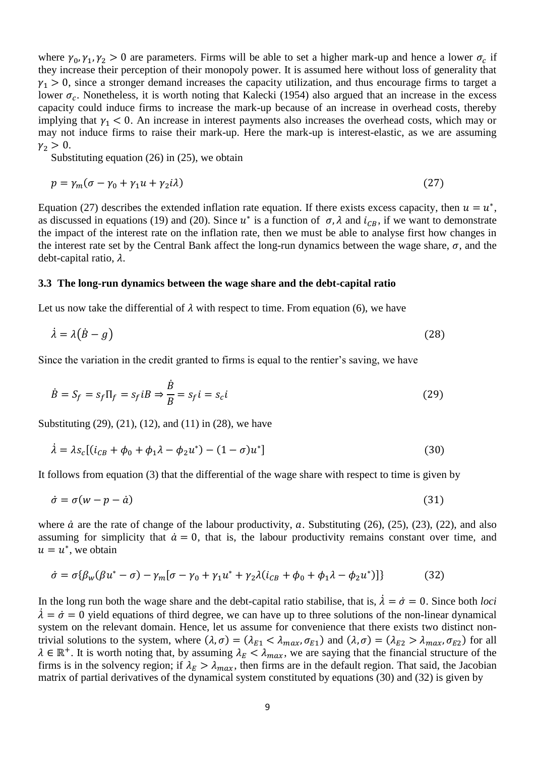where $\gamma_0, \gamma_1, \gamma_2 > 0$ are parameters. Firms will be able to set a higher mark-up and hence a lower $\sigma_c$ if they increase their perception of their monopoly power. It is assumed here without loss of generality that $\gamma_1 > 0$, since a stronger demand increases the capacity utilization, and thus encourage firms to target a lower $\sigma_c$. Nonetheless, it is worth noting that Kalecki (1954) also argued that an increase in the excess capacity could induce firms to increase the mark-up because of an increase in overhead costs, thereby implying that $\gamma_1 < 0$. An increase in interest payments also increases the overhead costs, which may or may not induce firms to raise their mark-up. Here the mark-up is interest-elastic, as we are assuming $\gamma_2 > 0$.

Substituting equation (26) in (25), we obtain

$$p = \gamma_m(\sigma - \gamma_0 + \gamma_1 u + \gamma_2 i\lambda) \tag{27}$$

Equation (27) describes the extended inflation rate equation. If there exists excess capacity, then $u = u^*$, as discussed in equations (19) and (20). Since $u^*$ is a function of $\sigma, \lambda$ and $i_{CB}$, if we want to demonstrate the impact of the interest rate on the inflation rate, then we must be able to analyse first how changes in the interest rate set by the Central Bank affect the long-run dynamics between the wage share, $\sigma$, and the debt-capital ratio, $\lambda$.

### 3.3 The long-run dynamics between the wage share and the debt-capital ratio

Let us now take the differential of $\lambda$ with respect to time. From equation (6), we have

$$\dot{\lambda} = \lambda(\dot{B} - g) \tag{28}$$

Since the variation in the credit granted to firms is equal to the rentier's saving, we have

$$\dot{B} = S_f = s_f \Pi_f = s_f iB \Rightarrow \frac{\dot{B}}{B} = s_f i = s_c i \tag{29}$$

Substituting (29), (21), (12), and (11) in (28), we have

$$\dot{\lambda} = \lambda s_c[(i_{CB} + \phi_0 + \phi_1\lambda - \phi_2 u^*) - (1 - \sigma)u^*] \tag{30}$$

It follows from equation (3) that the differential of the wage share with respect to time is given by

$$\dot{\sigma} = \sigma(w - p - \dot{a}) \tag{31}$$

where $\dot{a}$ are the rate of change of the labour productivity, $a$. Substituting (26), (25), (23), (22), and also assuming for simplicity that $\dot{a} = 0$, that is, the labour productivity remains constant over time, and $u = u^*$, we obtain

$$\dot{\sigma} = \sigma\{\beta_w(\beta u^* - \sigma) - \gamma_m[\sigma - \gamma_0 + \gamma_1 u^* + \gamma_2\lambda(i_{CB} + \phi_0 + \phi_1\lambda - \phi_2 u^*)]\} \tag{32}$$

In the long run both the wage share and the debt-capital ratio stabilise, that is, $\dot{\lambda} = \dot{\sigma} = 0$. Since both *loci* $\dot{\lambda} = \dot{\sigma} = 0$ yield equations of third degree, we can have up to three solutions of the non-linear dynamical system on the relevant domain. Hence, let us assume for convenience that there exists two distinct non-trivial solutions to the system, where $(\lambda, \sigma) = (\lambda_{E1} < \lambda_{max}, \sigma_{E1})$ and $(\lambda, \sigma) = (\lambda_{E2} > \lambda_{max}, \sigma_{E2})$ for all $\lambda \in \mathbb{R}^+$. It is worth noting that, by assuming $\lambda_E < \lambda_{max}$, we are saying that the financial structure of the firms is in the solvency region; if $\lambda_E > \lambda_{max}$, then firms are in the default region. That said, the Jacobian matrix of partial derivatives of the dynamical system constituted by equations (30) and (32) is given by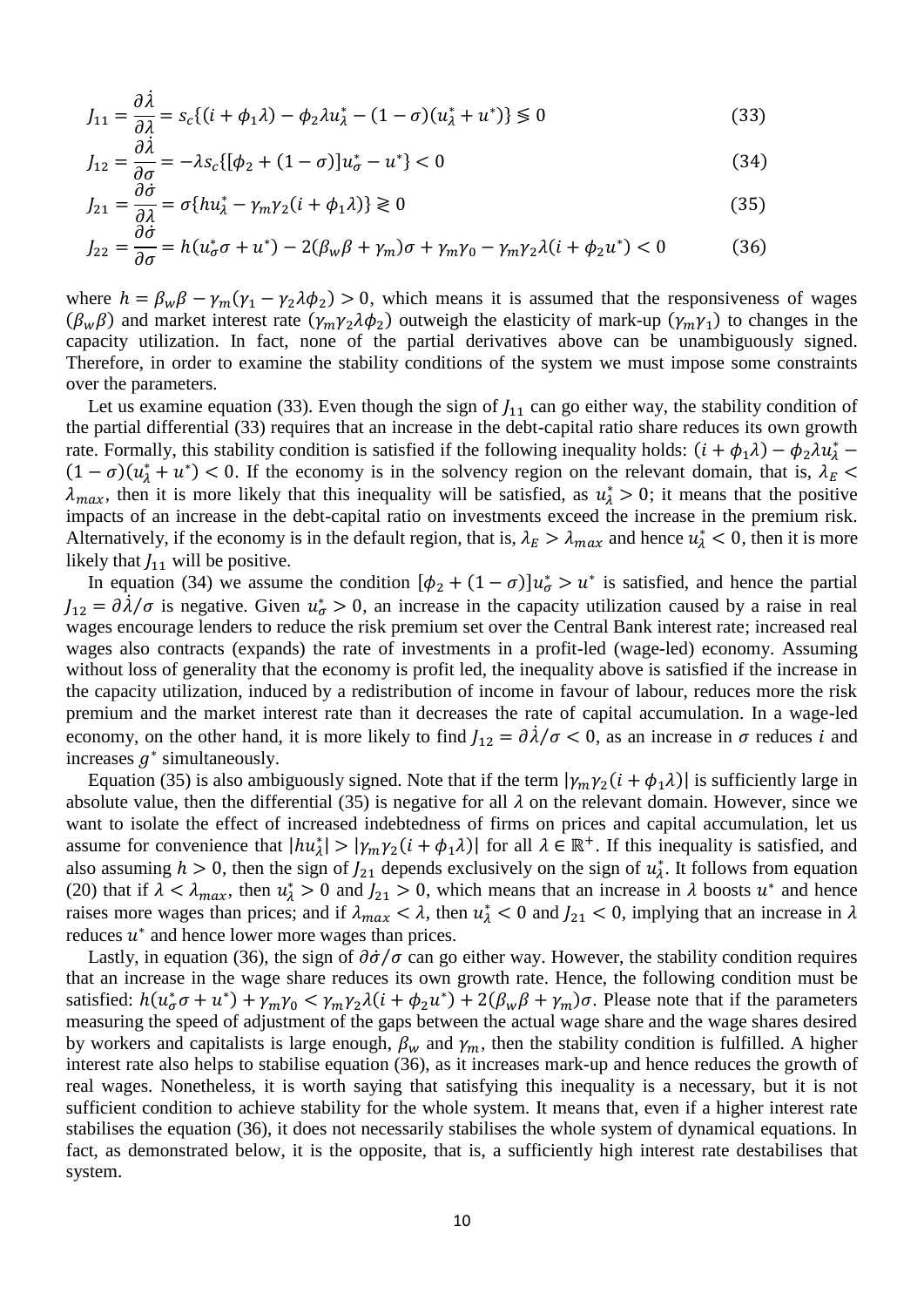$$J_{11} = \frac{\partial \dot{\lambda}}{\partial \lambda} = s_c\{(i + \phi_1\lambda) - \phi_2\lambda u_\lambda^* - (1 - \sigma)(u_\lambda^* + u^*)\} \lessgtr 0 \tag{33}$$

$$J_{12} = \frac{\partial \dot{\lambda}}{\partial \sigma} = -\lambda s_c\{[\phi_2 + (1 - \sigma)]u_\sigma^* - u^*\} < 0 \tag{34}$$

$$J_{21} = \frac{\partial \dot{\sigma}}{\partial \lambda} = \sigma\{h u_\lambda^* - \gamma_m\gamma_2(i + \phi_1\lambda)\} \gtrless 0 \tag{35}$$

$$J_{22} = \frac{\partial \dot{\sigma}}{\partial \sigma} = h(u_\sigma^*\sigma + u^*) - 2(\beta_w\beta + \gamma_m)\sigma + \gamma_m\gamma_0 - \gamma_m\gamma_2\lambda(i + \phi_2 u^*) < 0 \tag{36}$$

where $h = \beta_w\beta - \gamma_m(\gamma_1 - \gamma_2\lambda\phi_2) > 0$, which means it is assumed that the responsiveness of wages $(\beta_w\beta)$ and market interest rate $(\gamma_m\gamma_2\lambda\phi_2)$ outweigh the elasticity of mark-up $(\gamma_m\gamma_1)$ to changes in the capacity utilization. In fact, none of the partial derivatives above can be unambiguously signed. Therefore, in order to examine the stability conditions of the system we must impose some constraints over the parameters.

Let us examine equation (33). Even though the sign of $J_{11}$ can go either way, the stability condition of the partial differential (33) requires that an increase in the debt-capital ratio share reduces its own growth rate. Formally, this stability condition is satisfied if the following inequality holds: $(i + \phi_1\lambda) - \phi_2\lambda u_\lambda^* - (1 - \sigma)(u_\lambda^* + u^*) < 0$. If the economy is in the solvency region on the relevant domain, that is, $\lambda_E < \lambda_{max}$, then it is more likely that this inequality will be satisfied, as $u_\lambda^* > 0$; it means that the positive impacts of an increase in the debt-capital ratio on investments exceed the increase in the premium risk. Alternatively, if the economy is in the default region, that is, $\lambda_E > \lambda_{max}$ and hence $u_\lambda^* < 0$, then it is more likely that $J_{11}$ will be positive.

In equation (34) we assume the condition $[\phi_2 + (1 - \sigma)]u_\sigma^* > u^*$ is satisfied, and hence the partial $J_{12} = \partial\dot{\lambda}/\sigma$ is negative. Given $u_\sigma^* > 0$, an increase in the capacity utilization caused by a raise in real wages encourage lenders to reduce the risk premium set over the Central Bank interest rate; increased real wages also contracts (expands) the rate of investments in a profit-led (wage-led) economy. Assuming without loss of generality that the economy is profit led, the inequality above is satisfied if the increase in the capacity utilization, induced by a redistribution of income in favour of labour, reduces more the risk premium and the market interest rate than it decreases the rate of capital accumulation. In a wage-led economy, on the other hand, it is more likely to find $J_{12} = \partial\dot{\lambda}/\sigma < 0$, as an increase in $\sigma$ reduces $i$ and increases $g^*$ simultaneously.

Equation (35) is also ambiguously signed. Note that if the term $|\gamma_m\gamma_2(i + \phi_1\lambda)|$ is sufficiently large in absolute value, then the differential (35) is negative for all $\lambda$ on the relevant domain. However, since we want to isolate the effect of increased indebtedness of firms on prices and capital accumulation, let us assume for convenience that $|hu_\lambda^*| > |\gamma_m\gamma_2(i + \phi_1\lambda)|$ for all $\lambda \in \mathbb{R}^+$. If this inequality is satisfied, and also assuming $h > 0$, then the sign of $J_{21}$ depends exclusively on the sign of $u_\lambda^*$. It follows from equation (20) that if $\lambda < \lambda_{max}$, then $u_\lambda^* > 0$ and $J_{21} > 0$, which means that an increase in $\lambda$ boosts $u^*$ and hence raises more wages than prices; and if $\lambda_{max} < \lambda$, then $u_\lambda^* < 0$ and $J_{21} < 0$, implying that an increase in $\lambda$ reduces $u^*$ and hence lower more wages than prices.

Lastly, in equation (36), the sign of $\partial\dot{\sigma}/\sigma$ can go either way. However, the stability condition requires that an increase in the wage share reduces its own growth rate. Hence, the following condition must be satisfied: $h(u_\sigma^*\sigma + u^*) + \gamma_m\gamma_0 < \gamma_m\gamma_2\lambda(i + \phi_2 u^*) + 2(\beta_w\beta + \gamma_m)\sigma$. Please note that if the parameters measuring the speed of adjustment of the gaps between the actual wage share and the wage shares desired by workers and capitalists is large enough, $\beta_w$ and $\gamma_m$, then the stability condition is fulfilled. A higher interest rate also helps to stabilise equation (36), as it increases mark-up and hence reduces the growth of real wages. Nonetheless, it is worth saying that satisfying this inequality is a necessary, but it is not sufficient condition to achieve stability for the whole system. It means that, even if a higher interest rate stabilises the equation (36), it does not necessarily stabilises the whole system of dynamical equations. In fact, as demonstrated below, it is the opposite, that is, a sufficiently high interest rate destabilises that system.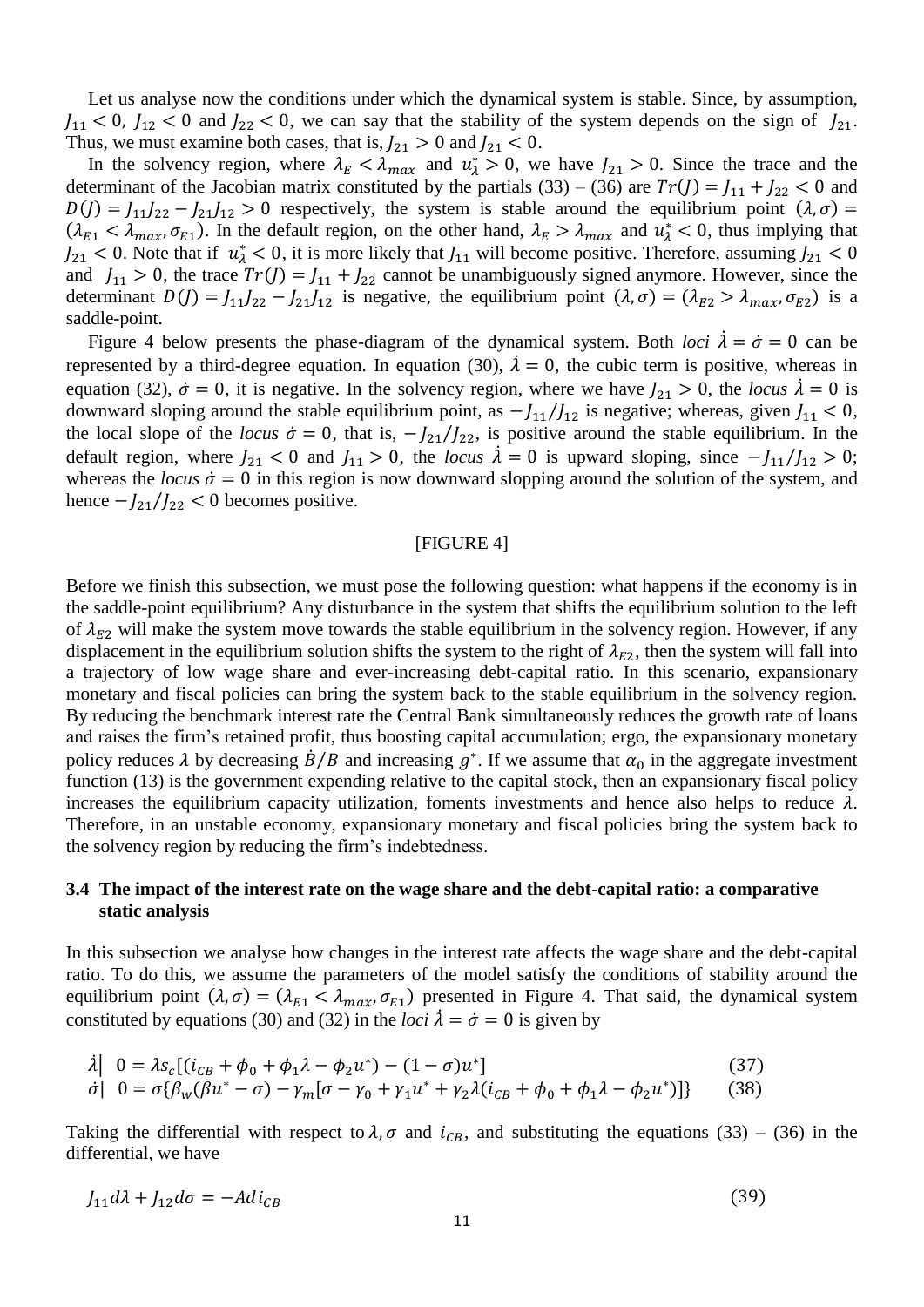Let us analyse now the conditions under which the dynamical system is stable. Since, by assumption, $J_{11} < 0$, $J_{12} < 0$ and $J_{22} < 0$, we can say that the stability of the system depends on the sign of $J_{21}$. Thus, we must examine both cases, that is, $J_{21} > 0$ and $J_{21} < 0$.

In the solvency region, where $\lambda_E < \lambda_{max}$ and $u_\lambda^* > 0$, we have $J_{21} > 0$. Since the trace and the determinant of the Jacobian matrix constituted by the partials (33) – (36) are $Tr(J) = J_{11} + J_{22} < 0$ and $D(J) = J_{11}J_{22} - J_{21}J_{12} > 0$ respectively, the system is stable around the equilibrium point $(\lambda, \sigma) = (\lambda_{E1} < \lambda_{max}, \sigma_{E1})$. In the default region, on the other hand, $\lambda_E > \lambda_{max}$ and $u_\lambda^* < 0$, thus implying that $J_{21} < 0$. Note that if $u_\lambda^* < 0$, it is more likely that $J_{11}$ will become positive. Therefore, assuming $J_{21} < 0$ and $J_{11} > 0$, the trace $Tr(J) = J_{11} + J_{22}$ cannot be unambiguously signed anymore. However, since the determinant $D(J) = J_{11}J_{22} - J_{21}J_{12}$ is negative, the equilibrium point $(\lambda, \sigma) = (\lambda_{E2} > \lambda_{max}, \sigma_{E2})$ is a saddle-point.

Figure 4 below presents the phase-diagram of the dynamical system. Both *loci* $\dot{\lambda} = \dot{\sigma} = 0$ can be represented by a third-degree equation. In equation (30), $\dot{\lambda} = 0$, the cubic term is positive, whereas in equation (32), $\dot{\sigma} = 0$, it is negative. In the solvency region, where we have $J_{21} > 0$, the *locus* $\dot{\lambda} = 0$ is downward sloping around the stable equilibrium point, as $-J_{11}/J_{12}$ is negative; whereas, given $J_{11} < 0$, the local slope of the *locus* $\dot{\sigma} = 0$, that is, $-J_{21}/J_{22}$, is positive around the stable equilibrium. In the default region, where $J_{21} < 0$ and $J_{11} > 0$, the *locus* $\dot{\lambda} = 0$ is upward sloping, since $-J_{11}/J_{12} > 0$; whereas the *locus* $\dot{\sigma} = 0$ in this region is now downward slopping around the solution of the system, and hence $-J_{21}/J_{22} < 0$ becomes positive.

[FIGURE 4]

Before we finish this subsection, we must pose the following question: what happens if the economy is in the saddle-point equilibrium? Any disturbance in the system that shifts the equilibrium solution to the left of $\lambda_{E2}$ will make the system move towards the stable equilibrium in the solvency region. However, if any displacement in the equilibrium solution shifts the system to the right of $\lambda_{E2}$, then the system will fall into a trajectory of low wage share and ever-increasing debt-capital ratio. In this scenario, expansionary monetary and fiscal policies can bring the system back to the stable equilibrium in the solvency region. By reducing the benchmark interest rate the Central Bank simultaneously reduces the growth rate of loans and raises the firm's retained profit, thus boosting capital accumulation; ergo, the expansionary monetary policy reduces $\lambda$ by decreasing $\dot{B}/B$ and increasing $g^*$. If we assume that $\alpha_0$ in the aggregate investment function (13) is the government expending relative to the capital stock, then an expansionary fiscal policy increases the equilibrium capacity utilization, foments investments and hence also helps to reduce $\lambda$. Therefore, in an unstable economy, expansionary monetary and fiscal policies bring the system back to the solvency region by reducing the firm's indebtedness.

### 3.4 The impact of the interest rate on the wage share and the debt-capital ratio: a comparative static analysis

In this subsection we analyse how changes in the interest rate affects the wage share and the debt-capital ratio. To do this, we assume the parameters of the model satisfy the conditions of stability around the equilibrium point $(\lambda, \sigma) = (\lambda_{E1} < \lambda_{max}, \sigma_{E1})$ presented in Figure 4. That said, the dynamical system constituted by equations (30) and (32) in the *loci* $\dot{\lambda} = \dot{\sigma} = 0$ is given by

$$\dot{\lambda}\big| \quad 0 = \lambda s_c[(i_{CB} + \phi_0 + \phi_1\lambda - \phi_2 u^*) - (1 - \sigma)u^*] \tag{37}$$

$$\dot{\sigma}\big| \quad 0 = \sigma\{\beta_w(\beta u^* - \sigma) - \gamma_m[\sigma - \gamma_0 + \gamma_1 u^* + \gamma_2\lambda(i_{CB} + \phi_0 + \phi_1\lambda - \phi_2 u^*)]\} \tag{38}$$

Taking the differential with respect to $\lambda, \sigma$ and $i_{CB}$, and substituting the equations (33) – (36) in the differential, we have

$$J_{11}d\lambda + J_{12}d\sigma = -A di_{CB} \tag{39}$$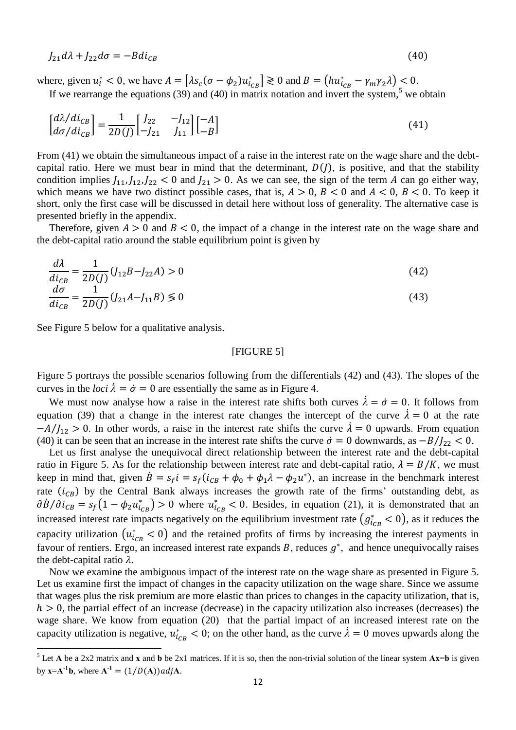$$J_{21}d\lambda + J_{22}d\sigma = -Bdi_{CB} \tag{40}$$

where, given $u_i^* < 0$, we have $A = \left[\lambda s_c(\sigma - \phi_2)u_{i_{CB}}^*\right] \gtrless 0$ and $B = \left(hu_{i_{CB}}^* - \gamma_m\gamma_2\lambda\right) < 0$.

If we rearrange the equations (39) and (40) in matrix notation and invert the system,[5] we obtain

$$\begin{bmatrix} d\lambda/di_{CB} \\ d\sigma/di_{CB} \end{bmatrix} = \frac{1}{2D(J)}\begin{bmatrix} J_{22} & -J_{12} \\ -J_{21} & J_{11} \end{bmatrix}\begin{bmatrix} -A \\ -B \end{bmatrix} \tag{41}$$

From (41) we obtain the simultaneous impact of a raise in the interest rate on the wage share and the debt-capital ratio. Here we must bear in mind that the determinant, $D(J)$, is positive, and that the stability condition implies $J_{11}, J_{12}, J_{22} < 0$ and $J_{21} > 0$. As we can see, the sign of the term $A$ can go either way, which means we have two distinct possible cases, that is, $A > 0$, $B < 0$ and $A < 0$, $B < 0$. To keep it short, only the first case will be discussed in detail here without loss of generality. The alternative case is presented briefly in the appendix.

Therefore, given $A > 0$ and $B < 0$, the impact of a change in the interest rate on the wage share and the debt-capital ratio around the stable equilibrium point is given by

$$\frac{d\lambda}{di_{CB}} = \frac{1}{2D(J)}(J_{12}B - J_{22}A) > 0 \tag{42}$$

$$\frac{d\sigma}{di_{CB}} = \frac{1}{2D(J)}(J_{21}A - J_{11}B) \lesseqgtr 0 \tag{43}$$

See Figure 5 below for a qualitative analysis.

[FIGURE 5]

Figure 5 portrays the possible scenarios following from the differentials (42) and (43). The slopes of the curves in the *loci* $\dot{\lambda} = \dot{\sigma} = 0$ are essentially the same as in Figure 4.

We must now analyse how a raise in the interest rate shifts both curves $\dot{\lambda} = \dot{\sigma} = 0$. It follows from equation (39) that a change in the interest rate changes the intercept of the curve $\dot{\lambda} = 0$ at the rate $-A/J_{12} > 0$. In other words, a raise in the interest rate shifts the curve $\dot{\lambda} = 0$ upwards. From equation (40) it can be seen that an increase in the interest rate shifts the curve $\dot{\sigma} = 0$ downwards, as $-B/J_{22} < 0$.

Let us first analyse the unequivocal direct relationship between the interest rate and the debt-capital ratio in Figure 5. As for the relationship between interest rate and debt-capital ratio, $\lambda = B/K$, we must keep in mind that, given $\dot{B} = s_f i = s_f(i_{CB} + \phi_0 + \phi_1\lambda - \phi_2 u^*)$, an increase in the benchmark interest rate ($i_{CB}$) by the Central Bank always increases the growth rate of the firms' outstanding debt, as $\partial\dot{B}/\partial i_{CB} = s_f\left(1 - \phi_2 u_{i_{CB}}^*\right) > 0$ where $u_{i_{CB}}^* < 0$. Besides, in equation (21), it is demonstrated that an increased interest rate impacts negatively on the equilibrium investment rate $\left(g_{i_{CB}}^* < 0\right)$, as it reduces the capacity utilization $\left(u_{i_{CB}}^* < 0\right)$ and the retained profits of firms by increasing the interest payments in favour of rentiers. Ergo, an increased interest rate expands $B$, reduces $g^*$, and hence unequivocally raises the debt-capital ratio $\lambda$.

Now we examine the ambiguous impact of the interest rate on the wage share as presented in Figure 5. Let us examine first the impact of changes in the capacity utilization on the wage share. Since we assume that wages plus the risk premium are more elastic than prices to changes in the capacity utilization, that is, $h > 0$, the partial effect of an increase (decrease) in the capacity utilization also increases (decreases) the wage share. We know from equation (20) that the partial impact of an increased interest rate on the capacity utilization is negative, $u_{i_{CB}}^* < 0$; on the other hand, as the curve $\dot{\lambda} = 0$ moves upwards along the

[5] Let **A** be a 2x2 matrix and **x** and **b** be 2x1 matrices. If it is so, then the non-trivial solution of the linear system **Ax**=**b** is given by **x**=$\mathbf{A}^{-1}$**b**, where $\mathbf{A}^{-1} = (1/D(\mathbf{A}))adj\mathbf{A}$.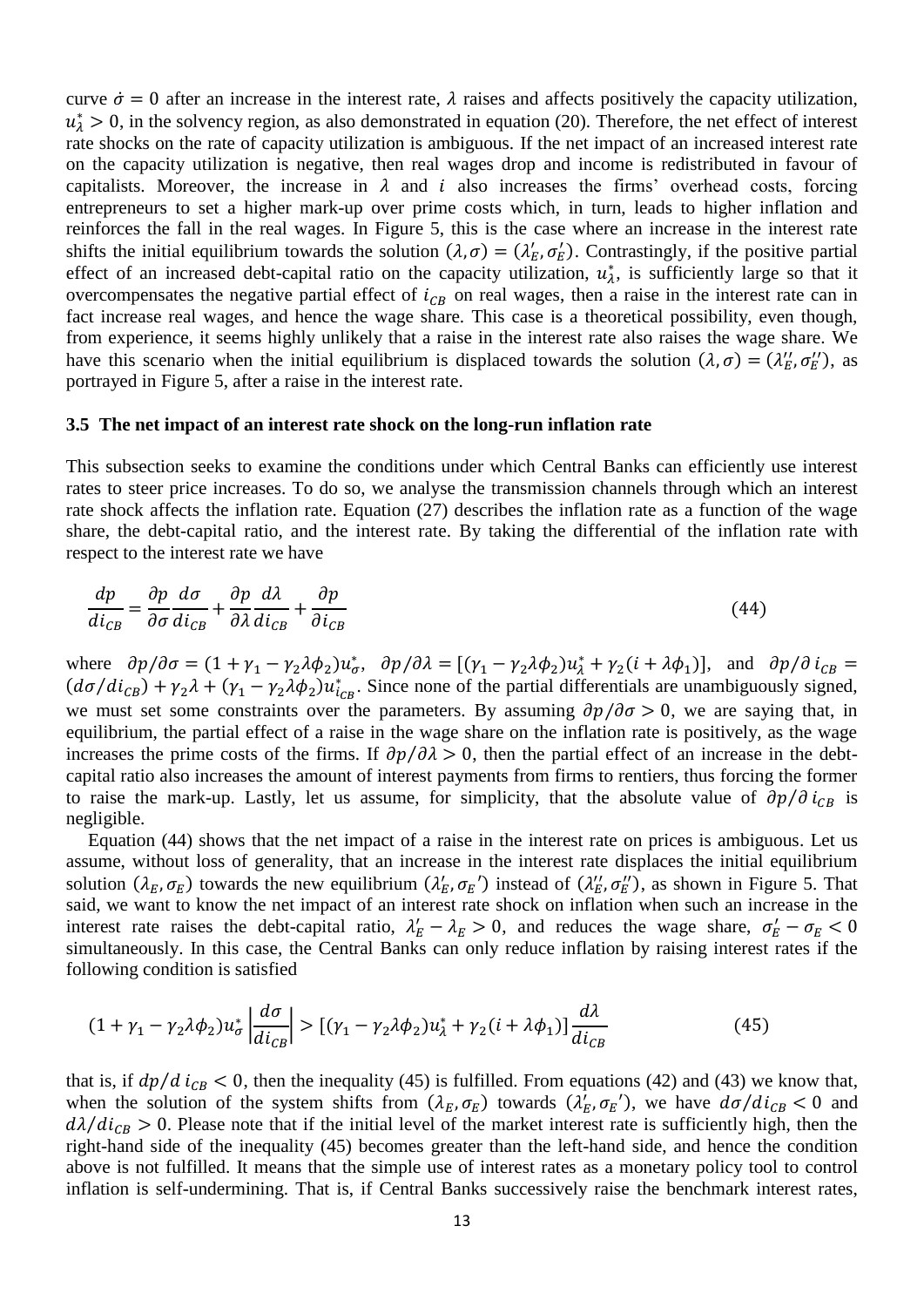curve $\dot{\sigma} = 0$ after an increase in the interest rate, $\lambda$ raises and affects positively the capacity utilization, $u_{\lambda}^{*} > 0$, in the solvency region, as also demonstrated in equation (20). Therefore, the net effect of interest rate shocks on the rate of capacity utilization is ambiguous. If the net impact of an increased interest rate on the capacity utilization is negative, then real wages drop and income is redistributed in favour of capitalists. Moreover, the increase in $\lambda$ and $i$ also increases the firms' overhead costs, forcing entrepreneurs to set a higher mark-up over prime costs which, in turn, leads to higher inflation and reinforces the fall in the real wages. In Figure 5, this is the case where an increase in the interest rate shifts the initial equilibrium towards the solution $(\lambda, \sigma) = (\lambda_E', \sigma_E')$. Contrastingly, if the positive partial effect of an increased debt-capital ratio on the capacity utilization, $u_{\lambda}^{*}$, is sufficiently large so that it overcompensates the negative partial effect of $i_{CB}$ on real wages, then a raise in the interest rate can in fact increase real wages, and hence the wage share. This case is a theoretical possibility, even though, from experience, it seems highly unlikely that a raise in the interest rate also raises the wage share. We have this scenario when the initial equilibrium is displaced towards the solution $(\lambda, \sigma) = (\lambda_E'', \sigma_E'')$, as portrayed in Figure 5, after a raise in the interest rate.

### 3.5 The net impact of an interest rate shock on the long-run inflation rate

This subsection seeks to examine the conditions under which Central Banks can efficiently use interest rates to steer price increases. To do so, we analyse the transmission channels through which an interest rate shock affects the inflation rate. Equation (27) describes the inflation rate as a function of the wage share, the debt-capital ratio, and the interest rate. By taking the differential of the inflation rate with respect to the interest rate we have

$$\frac{dp}{di_{CB}} = \frac{\partial p}{\partial \sigma}\frac{d\sigma}{di_{CB}} + \frac{\partial p}{\partial \lambda}\frac{d\lambda}{di_{CB}} + \frac{\partial p}{\partial i_{CB}} \tag{44}$$

where $\partial p/\partial \sigma = (1 + \gamma_1 - \gamma_2 \lambda \phi_2) u_{\sigma}^{*}$, $\partial p/\partial \lambda = [(\gamma_1 - \gamma_2 \lambda \phi_2) u_{\lambda}^{*} + \gamma_2 (i + \lambda \phi_1)]$, and $\partial p/\partial i_{CB} = (d\sigma/di_{CB}) + \gamma_2 \lambda + (\gamma_1 - \gamma_2 \lambda \phi_2) u_{i_{CB}}^{*}$. Since none of the partial differentials are unambiguously signed, we must set some constraints over the parameters. By assuming $\partial p/\partial \sigma > 0$, we are saying that, in equilibrium, the partial effect of a raise in the wage share on the inflation rate is positively, as the wage increases the prime costs of the firms. If $\partial p/\partial \lambda > 0$, then the partial effect of an increase in the debt-capital ratio also increases the amount of interest payments from firms to rentiers, thus forcing the former to raise the mark-up. Lastly, let us assume, for simplicity, that the absolute value of $\partial p/\partial i_{CB}$ is negligible.

Equation (44) shows that the net impact of a raise in the interest rate on prices is ambiguous. Let us assume, without loss of generality, that an increase in the interest rate displaces the initial equilibrium solution $(\lambda_E, \sigma_E)$ towards the new equilibrium $(\lambda_E', \sigma_E')$ instead of $(\lambda_E'', \sigma_E'')$, as shown in Figure 5. That said, we want to know the net impact of an interest rate shock on inflation when such an increase in the interest rate raises the debt-capital ratio, $\lambda_E' - \lambda_E > 0$, and reduces the wage share, $\sigma_E' - \sigma_E < 0$ simultaneously. In this case, the Central Banks can only reduce inflation by raising interest rates if the following condition is satisfied

$$(1 + \gamma_1 - \gamma_2 \lambda \phi_2) u_{\sigma}^{*} \left| \frac{d\sigma}{di_{CB}} \right| > [(\gamma_1 - \gamma_2 \lambda \phi_2) u_{\lambda}^{*} + \gamma_2 (i + \lambda \phi_1)] \frac{d\lambda}{di_{CB}} \tag{45}$$

that is, if $dp/d\,i_{CB} < 0$, then the inequality (45) is fulfilled. From equations (42) and (43) we know that, when the solution of the system shifts from $(\lambda_E, \sigma_E)$ towards $(\lambda_E', \sigma_E')$, we have $d\sigma/di_{CB} < 0$ and $d\lambda/di_{CB} > 0$. Please note that if the initial level of the market interest rate is sufficiently high, then the right-hand side of the inequality (45) becomes greater than the left-hand side, and hence the condition above is not fulfilled. It means that the simple use of interest rates as a monetary policy tool to control inflation is self-undermining. That is, if Central Banks successively raise the benchmark interest rates,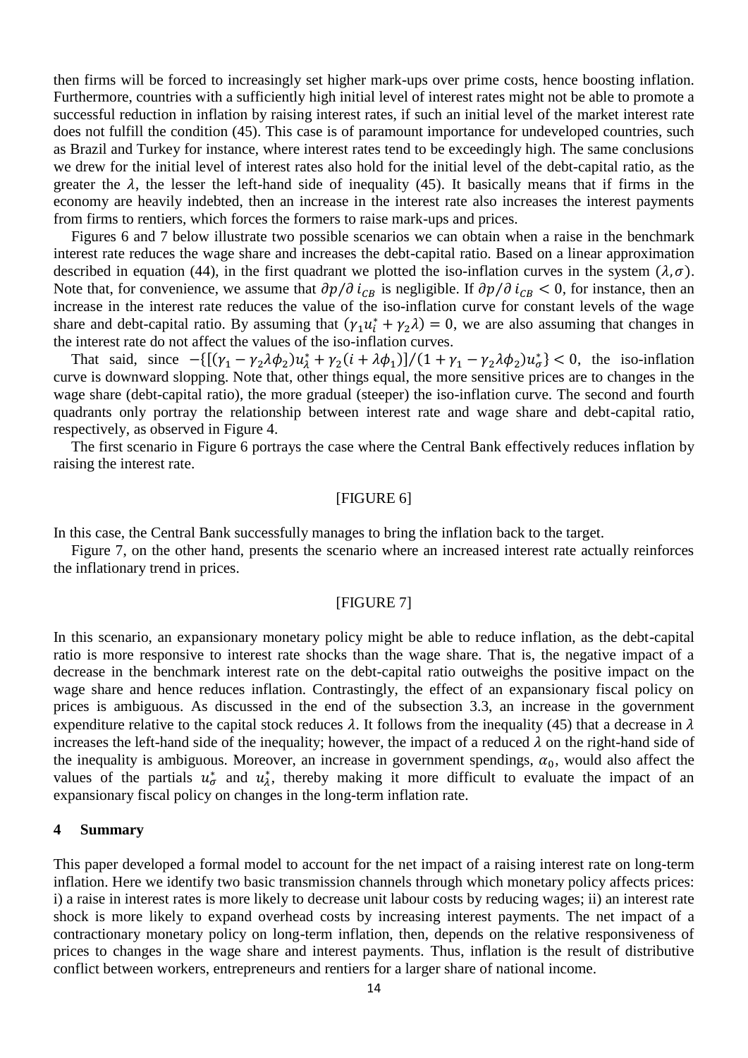then firms will be forced to increasingly set higher mark-ups over prime costs, hence boosting inflation. Furthermore, countries with a sufficiently high initial level of interest rates might not be able to promote a successful reduction in inflation by raising interest rates, if such an initial level of the market interest rate does not fulfill the condition (45). This case is of paramount importance for undeveloped countries, such as Brazil and Turkey for instance, where interest rates tend to be exceedingly high. The same conclusions we drew for the initial level of interest rates also hold for the initial level of the debt-capital ratio, as the greater the $\lambda$, the lesser the left-hand side of inequality (45). It basically means that if firms in the economy are heavily indebted, then an increase in the interest rate also increases the interest payments from firms to rentiers, which forces the formers to raise mark-ups and prices.

Figures 6 and 7 below illustrate two possible scenarios we can obtain when a raise in the benchmark interest rate reduces the wage share and increases the debt-capital ratio. Based on a linear approximation described in equation (44), in the first quadrant we plotted the iso-inflation curves in the system $(\lambda, \sigma)$. Note that, for convenience, we assume that $\partial p/\partial i_{CB}$ is negligible. If $\partial p/\partial i_{CB} < 0$, for instance, then an increase in the interest rate reduces the value of the iso-inflation curve for constant levels of the wage share and debt-capital ratio. By assuming that $(\gamma_1 u_i^* + \gamma_2 \lambda) = 0$, we are also assuming that changes in the interest rate do not affect the values of the iso-inflation curves.

That said, since $-\{[(\gamma_1 - \gamma_2 \lambda \phi_2) u_\lambda^* + \gamma_2 (i + \lambda \phi_1)]/(1 + \gamma_1 - \gamma_2 \lambda \phi_2) u_\sigma^*\} < 0$, the iso-inflation curve is downward slopping. Note that, other things equal, the more sensitive prices are to changes in the wage share (debt-capital ratio), the more gradual (steeper) the iso-inflation curve. The second and fourth quadrants only portray the relationship between interest rate and wage share and debt-capital ratio, respectively, as observed in Figure 4.

The first scenario in Figure 6 portrays the case where the Central Bank effectively reduces inflation by raising the interest rate.

[FIGURE 6]

In this case, the Central Bank successfully manages to bring the inflation back to the target.

Figure 7, on the other hand, presents the scenario where an increased interest rate actually reinforces the inflationary trend in prices.

[FIGURE 7]

In this scenario, an expansionary monetary policy might be able to reduce inflation, as the debt-capital ratio is more responsive to interest rate shocks than the wage share. That is, the negative impact of a decrease in the benchmark interest rate on the debt-capital ratio outweighs the positive impact on the wage share and hence reduces inflation. Contrastingly, the effect of an expansionary fiscal policy on prices is ambiguous. As discussed in the end of the subsection 3.3, an increase in the government expenditure relative to the capital stock reduces $\lambda$. It follows from the inequality (45) that a decrease in $\lambda$ increases the left-hand side of the inequality; however, the impact of a reduced $\lambda$ on the right-hand side of the inequality is ambiguous. Moreover, an increase in government spendings, $\alpha_0$, would also affect the values of the partials $u_\sigma^*$ and $u_\lambda^*$, thereby making it more difficult to evaluate the impact of an expansionary fiscal policy on changes in the long-term inflation rate.

## 4 Summary

This paper developed a formal model to account for the net impact of a raising interest rate on long-term inflation. Here we identify two basic transmission channels through which monetary policy affects prices: i) a raise in interest rates is more likely to decrease unit labour costs by reducing wages; ii) an interest rate shock is more likely to expand overhead costs by increasing interest payments. The net impact of a contractionary monetary policy on long-term inflation, then, depends on the relative responsiveness of prices to changes in the wage share and interest payments. Thus, inflation is the result of distributive conflict between workers, entrepreneurs and rentiers for a larger share of national income.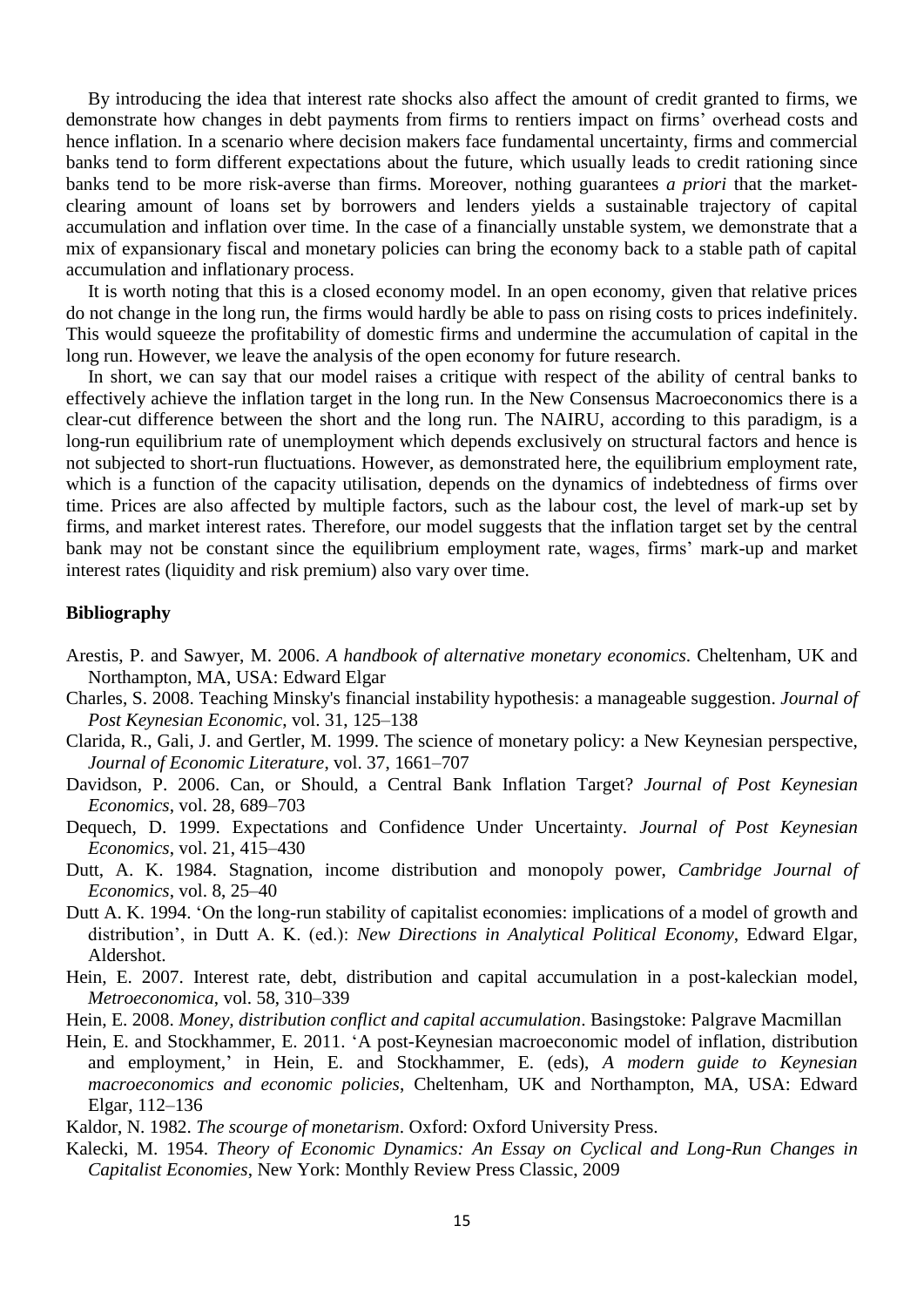By introducing the idea that interest rate shocks also affect the amount of credit granted to firms, we demonstrate how changes in debt payments from firms to rentiers impact on firms' overhead costs and hence inflation. In a scenario where decision makers face fundamental uncertainty, firms and commercial banks tend to form different expectations about the future, which usually leads to credit rationing since banks tend to be more risk-averse than firms. Moreover, nothing guarantees *a priori* that the market-clearing amount of loans set by borrowers and lenders yields a sustainable trajectory of capital accumulation and inflation over time. In the case of a financially unstable system, we demonstrate that a mix of expansionary fiscal and monetary policies can bring the economy back to a stable path of capital accumulation and inflationary process.

It is worth noting that this is a closed economy model. In an open economy, given that relative prices do not change in the long run, the firms would hardly be able to pass on rising costs to prices indefinitely. This would squeeze the profitability of domestic firms and undermine the accumulation of capital in the long run. However, we leave the analysis of the open economy for future research.

In short, we can say that our model raises a critique with respect of the ability of central banks to effectively achieve the inflation target in the long run. In the New Consensus Macroeconomics there is a clear-cut difference between the short and the long run. The NAIRU, according to this paradigm, is a long-run equilibrium rate of unemployment which depends exclusively on structural factors and hence is not subjected to short-run fluctuations. However, as demonstrated here, the equilibrium employment rate, which is a function of the capacity utilisation, depends on the dynamics of indebtedness of firms over time. Prices are also affected by multiple factors, such as the labour cost, the level of mark-up set by firms, and market interest rates. Therefore, our model suggests that the inflation target set by the central bank may not be constant since the equilibrium employment rate, wages, firms' mark-up and market interest rates (liquidity and risk premium) also vary over time.

**Bibliography**

Arestis, P. and Sawyer, M. 2006. *A handbook of alternative monetary economics*. Cheltenham, UK and Northampton, MA, USA: Edward Elgar

Charles, S. 2008. Teaching Minsky's financial instability hypothesis: a manageable suggestion. *Journal of Post Keynesian Economic*, vol. 31, 125–138

Clarida, R., Gali, J. and Gertler, M. 1999. The science of monetary policy: a New Keynesian perspective, *Journal of Economic Literature*, vol. 37, 1661–707

Davidson, P. 2006. Can, or Should, a Central Bank Inflation Target? *Journal of Post Keynesian Economics*, vol. 28, 689–703

Dequech, D. 1999. Expectations and Confidence Under Uncertainty. *Journal of Post Keynesian Economics*, vol. 21, 415–430

Dutt, A. K. 1984. Stagnation, income distribution and monopoly power, *Cambridge Journal of Economics*, vol. 8, 25–40

Dutt A. K. 1994. 'On the long-run stability of capitalist economies: implications of a model of growth and distribution', in Dutt A. K. (ed.): *New Directions in Analytical Political Economy*, Edward Elgar, Aldershot.

Hein, E. 2007. Interest rate, debt, distribution and capital accumulation in a post-kaleckian model, *Metroeconomica*, vol. 58, 310–339

Hein, E. 2008. *Money, distribution conflict and capital accumulation*. Basingstoke: Palgrave Macmillan

Hein, E. and Stockhammer, E. 2011. 'A post-Keynesian macroeconomic model of inflation, distribution and employment,' in Hein, E. and Stockhammer, E. (eds), *A modern guide to Keynesian macroeconomics and economic policies*, Cheltenham, UK and Northampton, MA, USA: Edward Elgar, 112–136

Kaldor, N. 1982. *The scourge of monetarism*. Oxford: Oxford University Press.

Kalecki, M. 1954. *Theory of Economic Dynamics: An Essay on Cyclical and Long-Run Changes in Capitalist Economies*, New York: Monthly Review Press Classic, 2009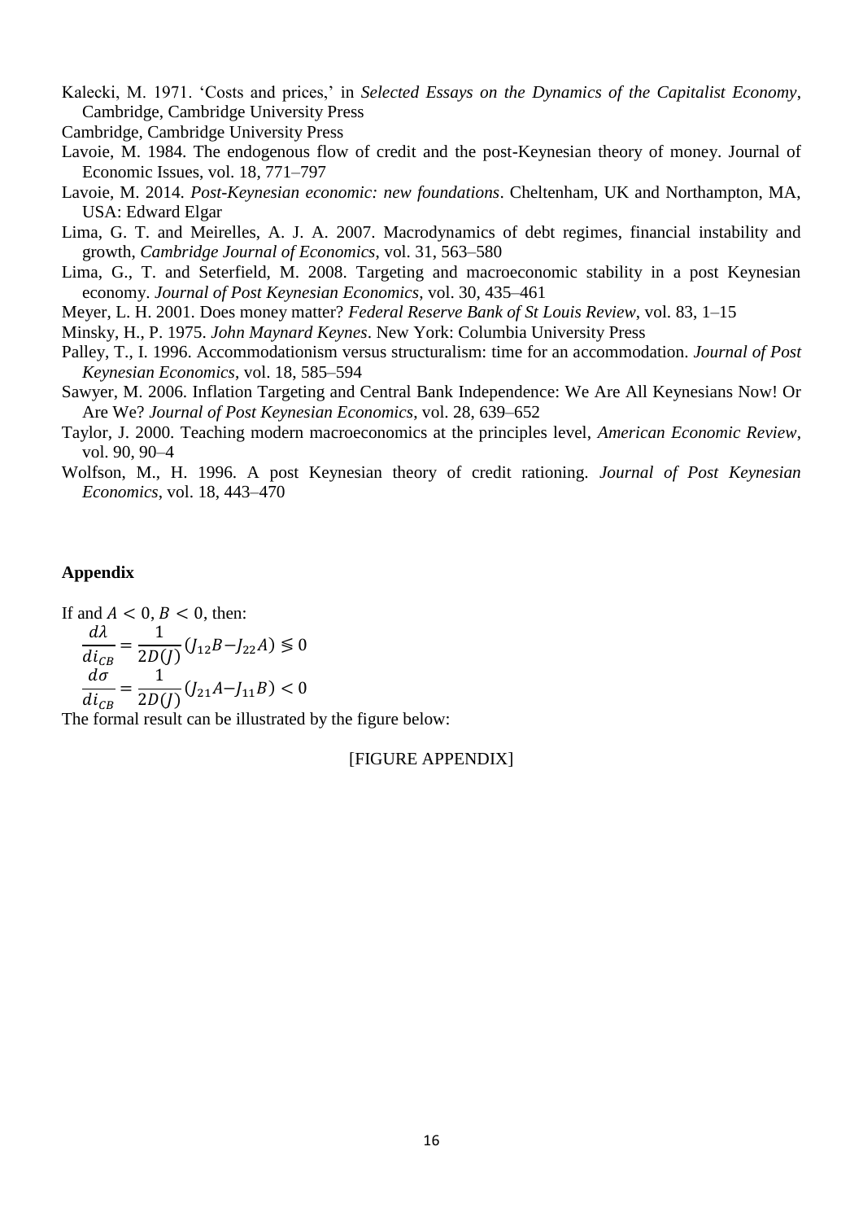Kalecki, M. 1971. 'Costs and prices,' in *Selected Essays on the Dynamics of the Capitalist Economy*, Cambridge, Cambridge University Press

Cambridge, Cambridge University Press

Lavoie, M. 1984. The endogenous flow of credit and the post-Keynesian theory of money. Journal of Economic Issues, vol. 18, 771–797

Lavoie, M. 2014. *Post-Keynesian economic: new foundations*. Cheltenham, UK and Northampton, MA, USA: Edward Elgar

Lima, G. T. and Meirelles, A. J. A. 2007. Macrodynamics of debt regimes, financial instability and growth, *Cambridge Journal of Economics*, vol. 31, 563–580

Lima, G., T. and Seterfield, M. 2008. Targeting and macroeconomic stability in a post Keynesian economy. *Journal of Post Keynesian Economics*, vol. 30, 435–461

Meyer, L. H. 2001. Does money matter? *Federal Reserve Bank of St Louis Review*, vol. 83, 1–15

Minsky, H., P. 1975. *John Maynard Keynes*. New York: Columbia University Press

Palley, T., I. 1996. Accommodationism versus structuralism: time for an accommodation. *Journal of Post Keynesian Economics*, vol. 18, 585–594

Sawyer, M. 2006. Inflation Targeting and Central Bank Independence: We Are All Keynesians Now! Or Are We? *Journal of Post Keynesian Economics*, vol. 28, 639–652

Taylor, J. 2000. Teaching modern macroeconomics at the principles level, *American Economic Review*, vol. 90, 90–4

Wolfson, M., H. 1996. A post Keynesian theory of credit rationing. *Journal of Post Keynesian Economics*, vol. 18, 443–470

**Appendix**

If and $A < 0, B < 0$, then:

$$\frac{d\lambda}{di_{CB}} = \frac{1}{2D(J)}(J_{12}B - J_{22}A) \lesseqgtr 0$$

$$\frac{d\sigma}{di_{CB}} = \frac{1}{2D(J)}(J_{21}A - J_{11}B) < 0$$

The formal result can be illustrated by the figure below:

[FIGURE APPENDIX]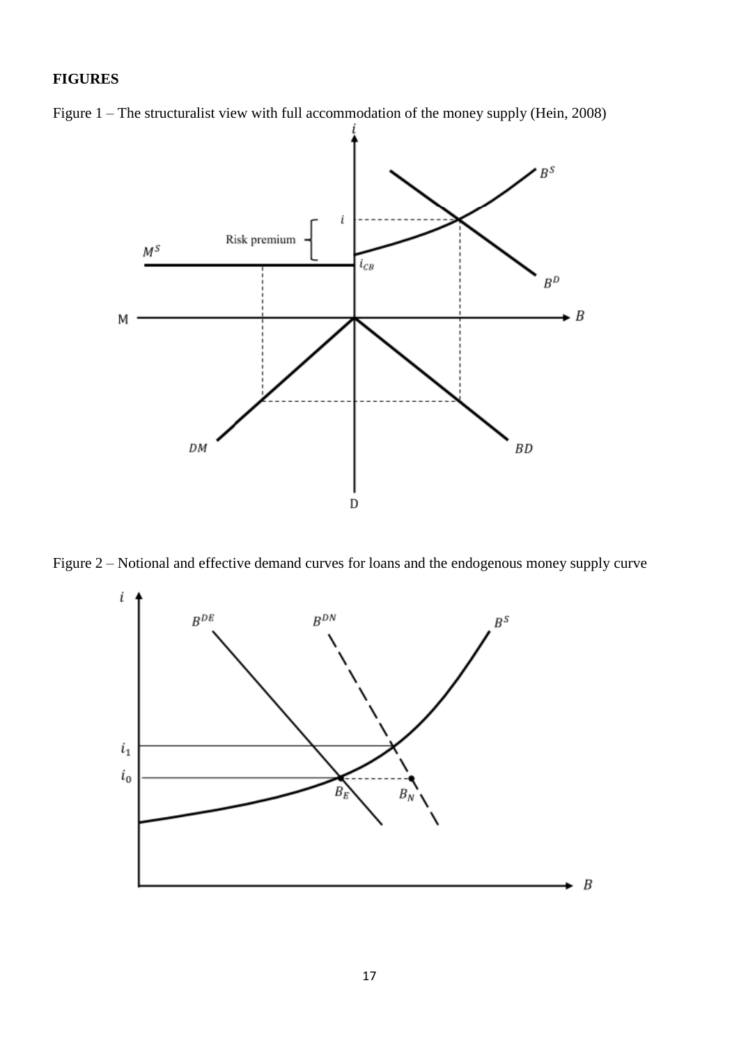**FIGURES**

Figure 1 – The structuralist view with full accommodation of the money supply (Hein, 2008)

Figure 2 – Notional and effective demand curves for loans and the endogenous money supply curve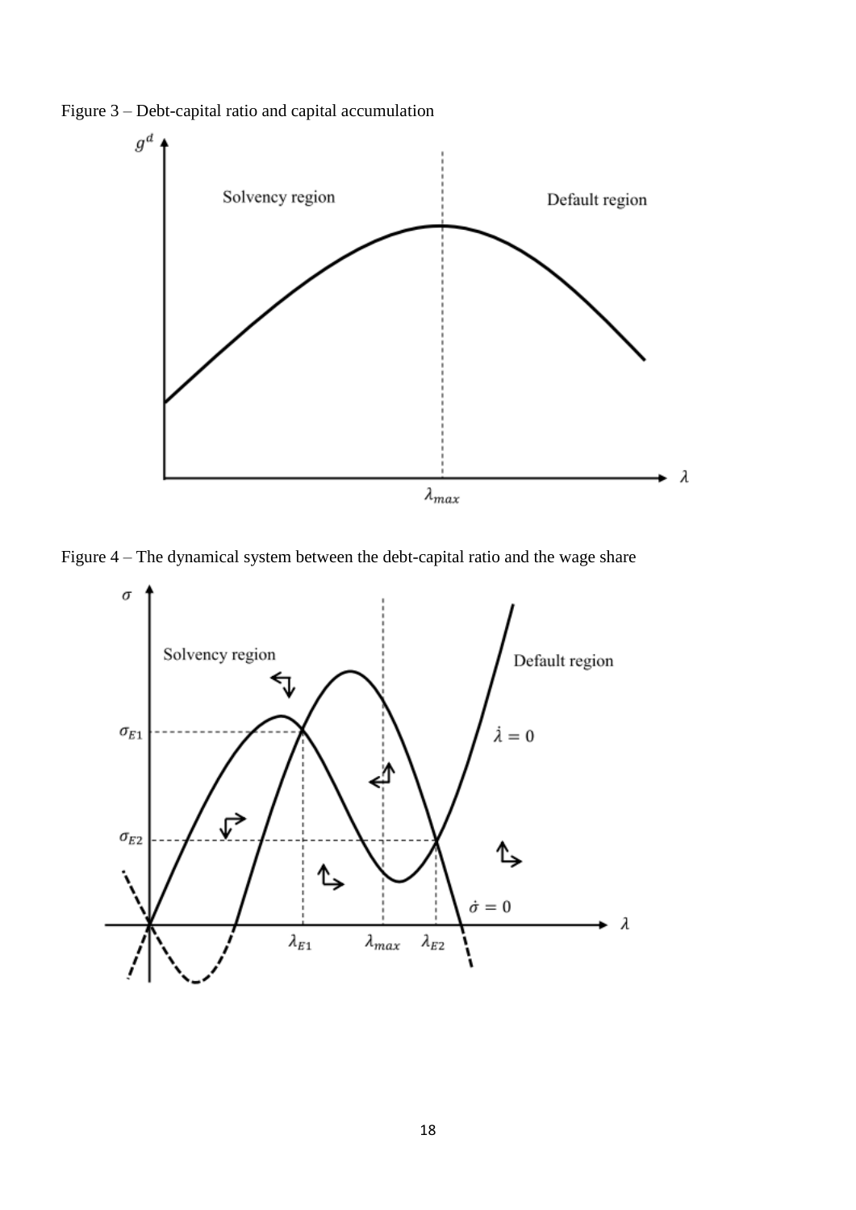Figure 3 – Debt-capital ratio and capital accumulation

Figure 4 – The dynamical system between the debt-capital ratio and the wage share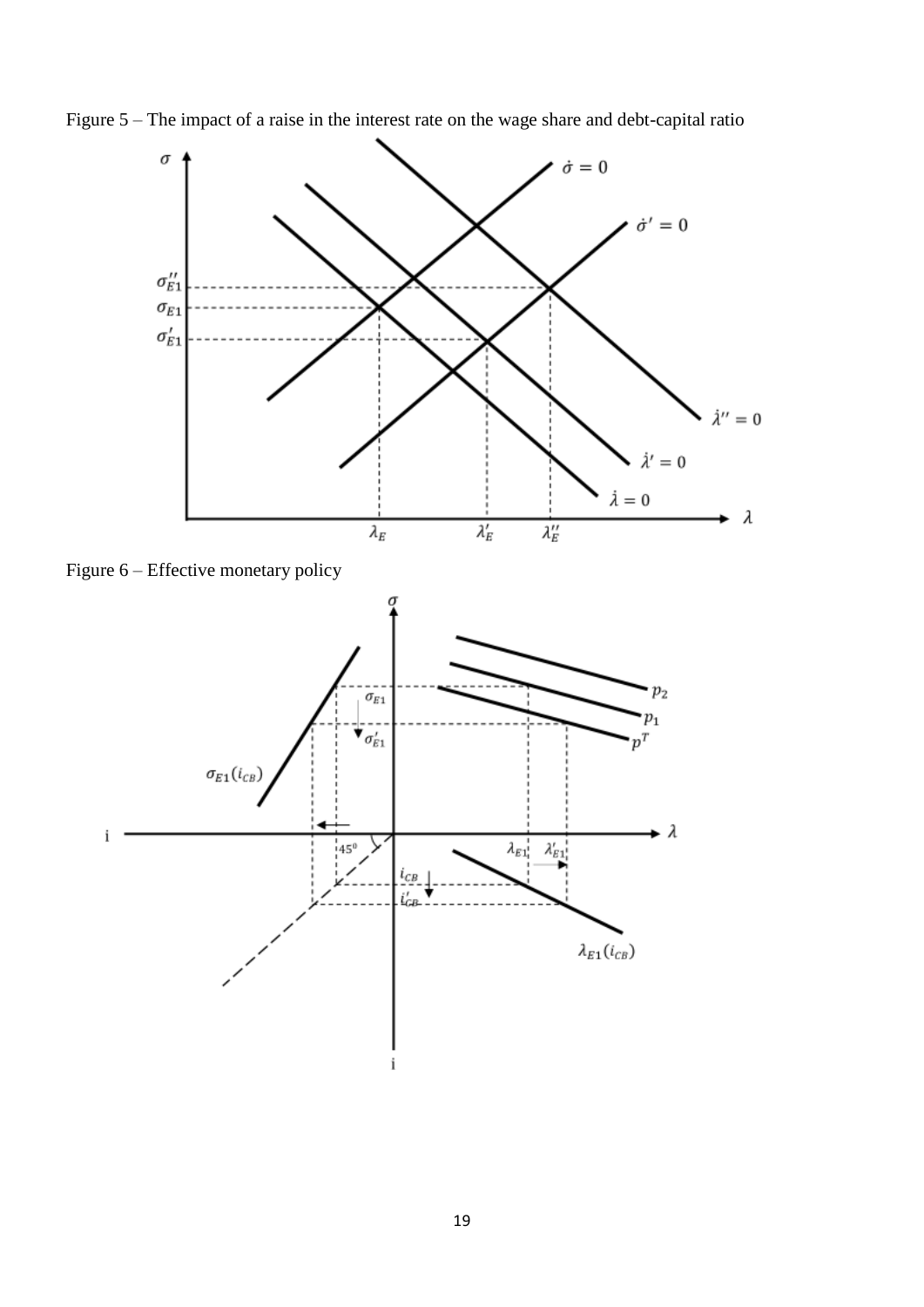Figure 5 – The impact of a raise in the interest rate on the wage share and debt-capital ratio

Figure 6 – Effective monetary policy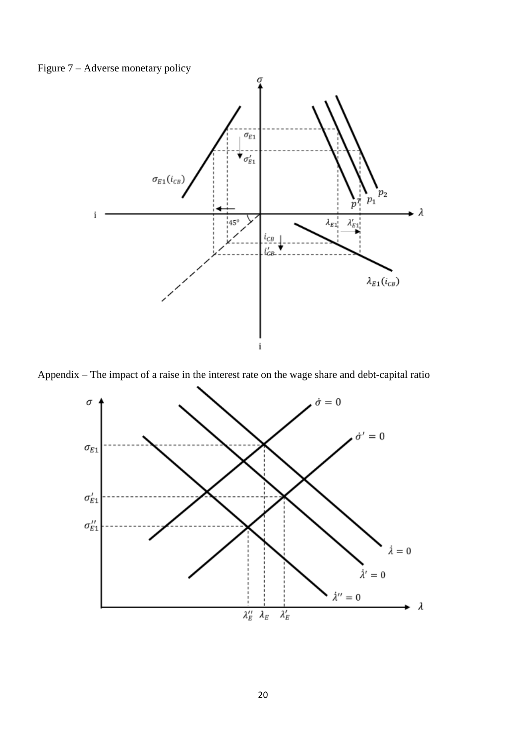Figure 7 – Adverse monetary policy

$\sigma$

$\sigma_{E1}$

$\sigma'_{E1}$

$\sigma_{E1}(i_{CB})$

$p'$ $p_1$ $p_2$

i

$45^0$

$\lambda_{E1}$ $\lambda'_{E1}$

$\lambda$

$i_{CB}$

$i'_{CB}$

$\lambda_{E1}(i_{CB})$

i

Appendix – The impact of a raise in the interest rate on the wage share and debt-capital ratio

$\sigma$

$\dot{\sigma} = 0$

$\dot{\sigma}' = 0$

$\sigma_{E1}$

$\sigma'_{E1}$

$\sigma''_{E1}$

$\dot{\lambda} = 0$

$\dot{\lambda}' = 0$

$\dot{\lambda}'' = 0$

$\lambda''_E$ $\lambda_E$ $\lambda'_E$

$\lambda$